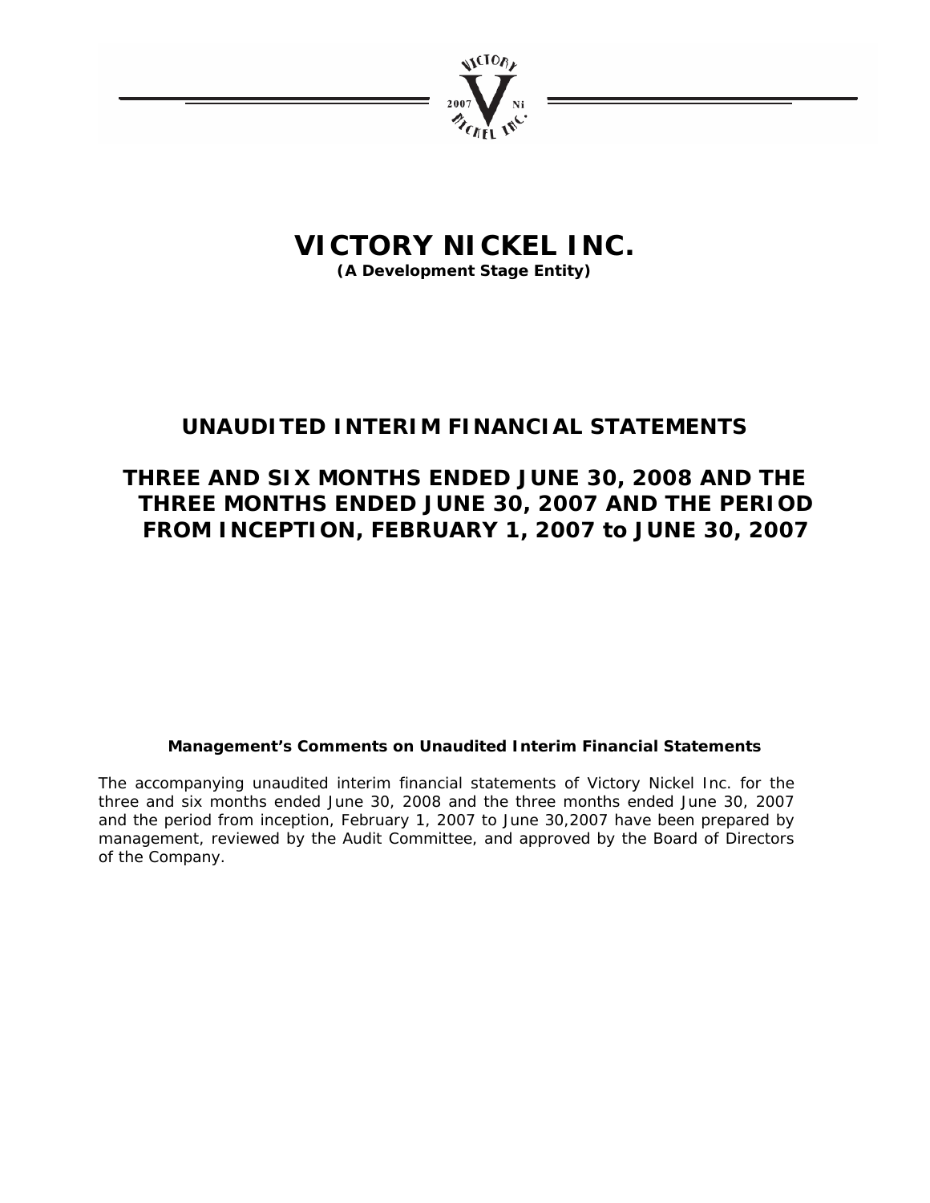# VICTORY NICKEL INC.

**(A Development Stage Entity)**

## UNAUDITED INTERIM FINANCIAL STATEMENTS

## THREE AND SIX MONTHS ENDED JUNE 30, 2008 AND THE THREE MONTHS ENDED JUNE 30, 2007 AND THE PERIOD FROM INCEPTION, FEBRUARY 1, 2007 to JUNE 30, 2007

**Management's Comments on Unaudited Interim Financial Statements**

The accompanying unaudited interim financial statements of Victory Nickel Inc. for the three and six months ended June 30, 2008 and the three months ended June 30, 2007 and the period from inception, February 1, 2007 to June 30,2007 have been prepared by management, reviewed by the Audit Committee, and approved by the Board of Directors of the Company.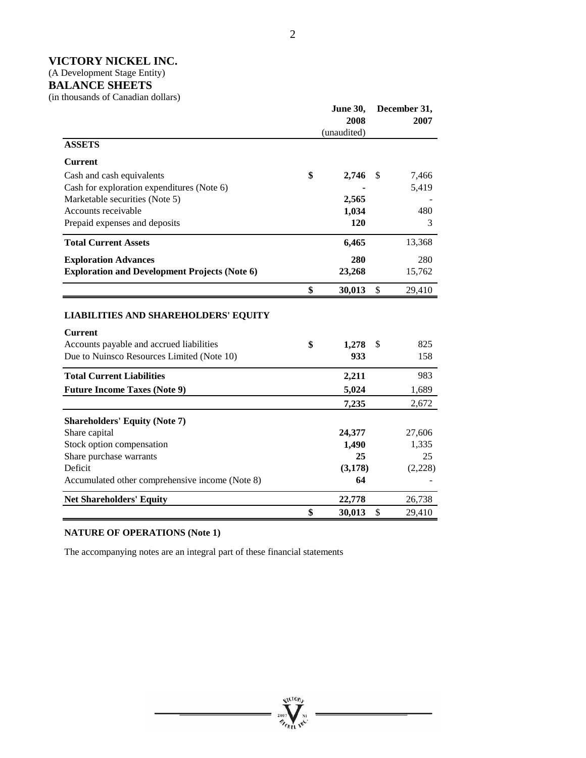# VICTORY NICKEL INC.

(A Development Stage Entity)

## BALANCE SHEETS

(in thousands of Canadian dollars)

| | June 30, 2008 (unaudited) | December 31, 2007 |
|---|---|---|
| **ASSETS** | | |
| **Current** | | |
| Cash and cash equivalents | **$ 2,746** | $ 7,466 |
| Cash for exploration expenditures (Note 6) | **-** | 5,419 |
| Marketable securities (Note 5) | **2,565** | - |
| Accounts receivable | **1,034** | 480 |
| Prepaid expenses and deposits | **120** | 3 |
| **Total Current Assets** | **6,465** | 13,368 |
| **Exploration Advances** | **280** | 280 |
| **Exploration and Development Projects (Note 6)** | **23,268** | 15,762 |
| | **$ 30,013** | $ 29,410 |
| **LIABILITIES AND SHAREHOLDERS' EQUITY** | | |
| **Current** | | |
| Accounts payable and accrued liabilities | **$ 1,278** | $ 825 |
| Due to Nuinsco Resources Limited (Note 10) | **933** | 158 |
| **Total Current Liabilities** | **2,211** | 983 |
| **Future Income Taxes (Note 9)** | **5,024** | 1,689 |
| | **7,235** | 2,672 |
| **Shareholders' Equity (Note 7)** | | |
| Share capital | **24,377** | 27,606 |
| Stock option compensation | **1,490** | 1,335 |
| Share purchase warrants | **25** | 25 |
| Deficit | **(3,178)** | (2,228) |
| Accumulated other comprehensive income (Note 8) | **64** | - |
| **Net Shareholders' Equity** | **22,778** | 26,738 |
| | **$ 30,013** | $ 29,410 |

**NATURE OF OPERATIONS (Note 1)**

The accompanying notes are an integral part of these financial statements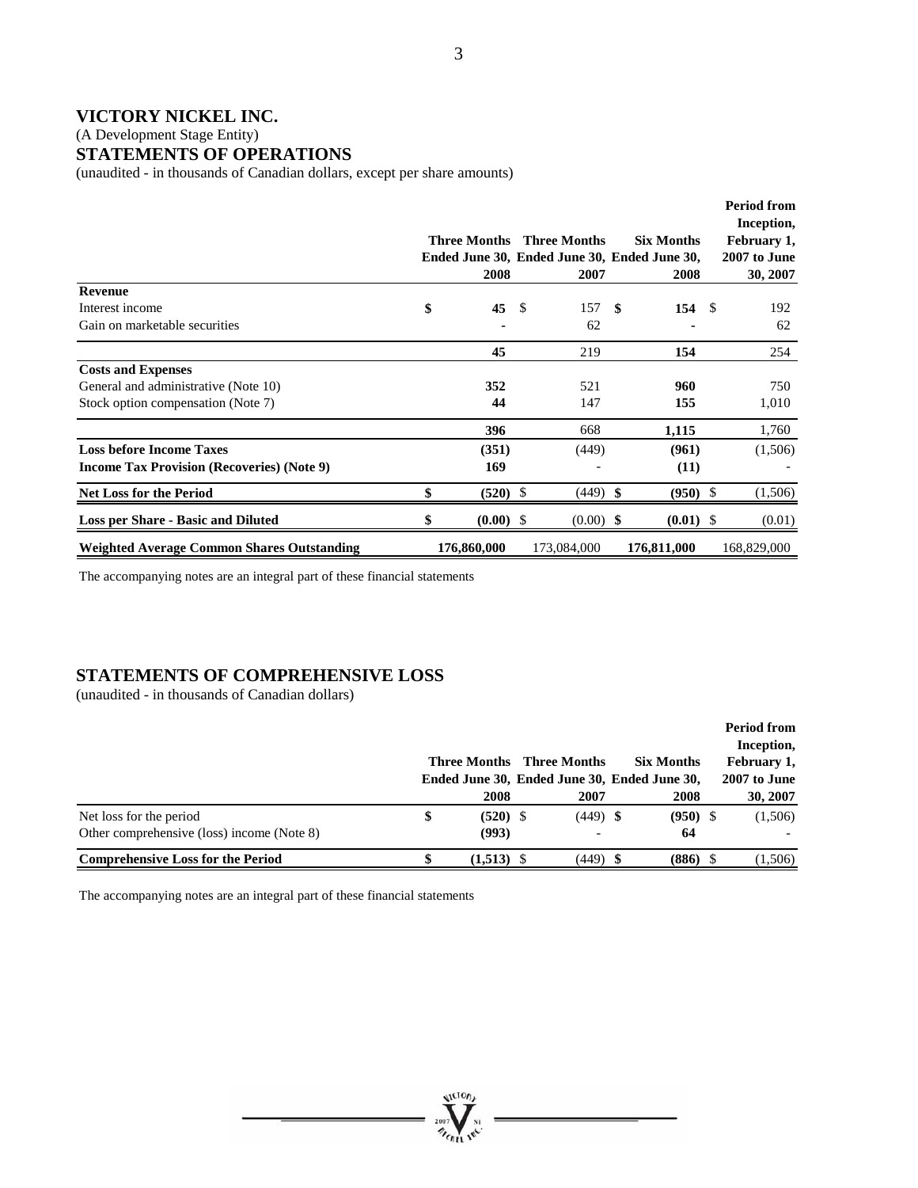# VICTORY NICKEL INC.

(A Development Stage Entity)

## STATEMENTS OF OPERATIONS

(unaudited - in thousands of Canadian dollars, except per share amounts)

| | Three Months Ended June 30, 2008 | Three Months Ended June 30, 2007 | Six Months Ended June 30, 2008 | Period from Inception, February 1, 2007 to June 30, 2007 |
|---|---|---|---|---|
| **Revenue** | | | | |
| Interest income | **$ 45** | $ 157 | **$ 154** | $ 192 |
| Gain on marketable securities | **-** | 62 | **-** | 62 |
| | **45** | 219 | **154** | 254 |
| **Costs and Expenses** | | | | |
| General and administrative (Note 10) | **352** | 521 | **960** | 750 |
| Stock option compensation (Note 7) | **44** | 147 | **155** | 1,010 |
| | **396** | 668 | **1,115** | 1,760 |
| **Loss before Income Taxes** | **(351)** | (449) | **(961)** | (1,506) |
| **Income Tax Provision (Recoveries) (Note 9)** | **169** | - | **(11)** | - |
| **Net Loss for the Period** | **$ (520)** | $ (449) | **$ (950)** | $ (1,506) |
| **Loss per Share - Basic and Diluted** | **$ (0.00)** | $ (0.00) | **$ (0.01)** | $ (0.01) |
| **Weighted Average Common Shares Outstanding** | **176,860,000** | 173,084,000 | **176,811,000** | 168,829,000 |

The accompanying notes are an integral part of these financial statements

## STATEMENTS OF COMPREHENSIVE LOSS

(unaudited - in thousands of Canadian dollars)

| | Three Months Ended June 30, 2008 | Three Months Ended June 30, 2007 | Six Months Ended June 30, 2008 | Period from Inception, February 1, 2007 to June 30, 2007 |
|---|---|---|---|---|
| Net loss for the period | **$ (520)** | $ (449) | **$ (950)** | $ (1,506) |
| Other comprehensive (loss) income (Note 8) | **(993)** | - | **64** | - |
| **Comprehensive Loss for the Period** | **$ (1,513)** | $ (449) | **$ (886)** | $ (1,506) |

The accompanying notes are an integral part of these financial statements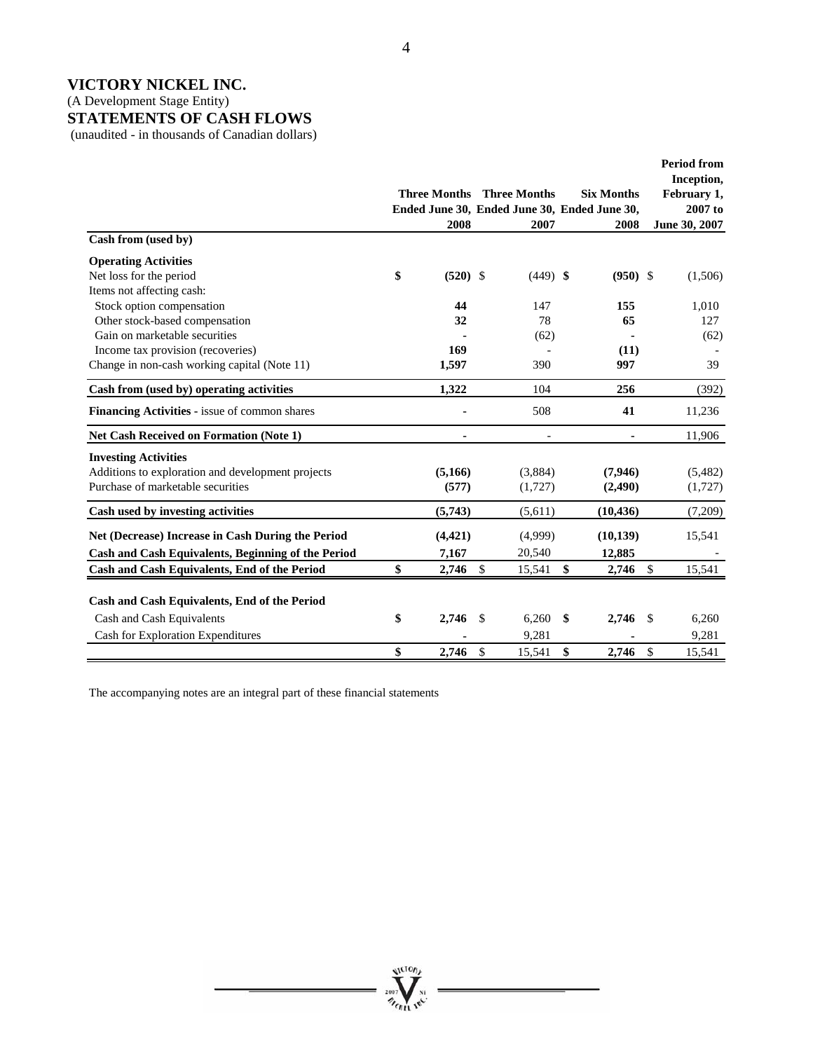# VICTORY NICKEL INC.

(A Development Stage Entity)

## STATEMENTS OF CASH FLOWS

(unaudited - in thousands of Canadian dollars)

| | Three Months Ended June 30, 2008 | Three Months Ended June 30, 2007 | Six Months Ended June 30, 2008 | Period from Inception, February 1, 2007 to June 30, 2007 |
|---|---|---|---|---|
| **Cash from (used by)** | | | | |
| **Operating Activities** | | | | |
| Net loss for the period | **$ (520)** | $ (449) | **$ (950)** | $ (1,506) |
| Items not affecting cash: | | | | |
| Stock option compensation | **44** | 147 | **155** | 1,010 |
| Other stock-based compensation | **32** | 78 | **65** | 127 |
| Gain on marketable securities | **-** | (62) | **-** | (62) |
| Income tax provision (recoveries) | **169** | - | **(11)** | - |
| Change in non-cash working capital (Note 11) | **1,597** | 390 | **997** | 39 |
| **Cash from (used by) operating activities** | **1,322** | 104 | **256** | (392) |
| **Financing Activities** - issue of common shares | **-** | 508 | **41** | 11,236 |
| **Net Cash Received on Formation (Note 1)** | **-** | - | **-** | 11,906 |
| **Investing Activities** | | | | |
| Additions to exploration and development projects | **(5,166)** | (3,884) | **(7,946)** | (5,482) |
| Purchase of marketable securities | **(577)** | (1,727) | **(2,490)** | (1,727) |
| **Cash used by investing activities** | **(5,743)** | (5,611) | **(10,436)** | (7,209) |
| **Net (Decrease) Increase in Cash During the Period** | **(4,421)** | (4,999) | **(10,139)** | 15,541 |
| **Cash and Cash Equivalents, Beginning of the Period** | **7,167** | 20,540 | **12,885** | - |
| **Cash and Cash Equivalents, End of the Period** | **$ 2,746** | $ 15,541 | **$ 2,746** | $ 15,541 |
| **Cash and Cash Equivalents, End of the Period** | | | | |
| Cash and Cash Equivalents | **$ 2,746** | $ 6,260 | **$ 2,746** | $ 6,260 |
| Cash for Exploration Expenditures | **-** | 9,281 | **-** | 9,281 |
| | **$ 2,746** | $ 15,541 | **$ 2,746** | $ 15,541 |

The accompanying notes are an integral part of these financial statements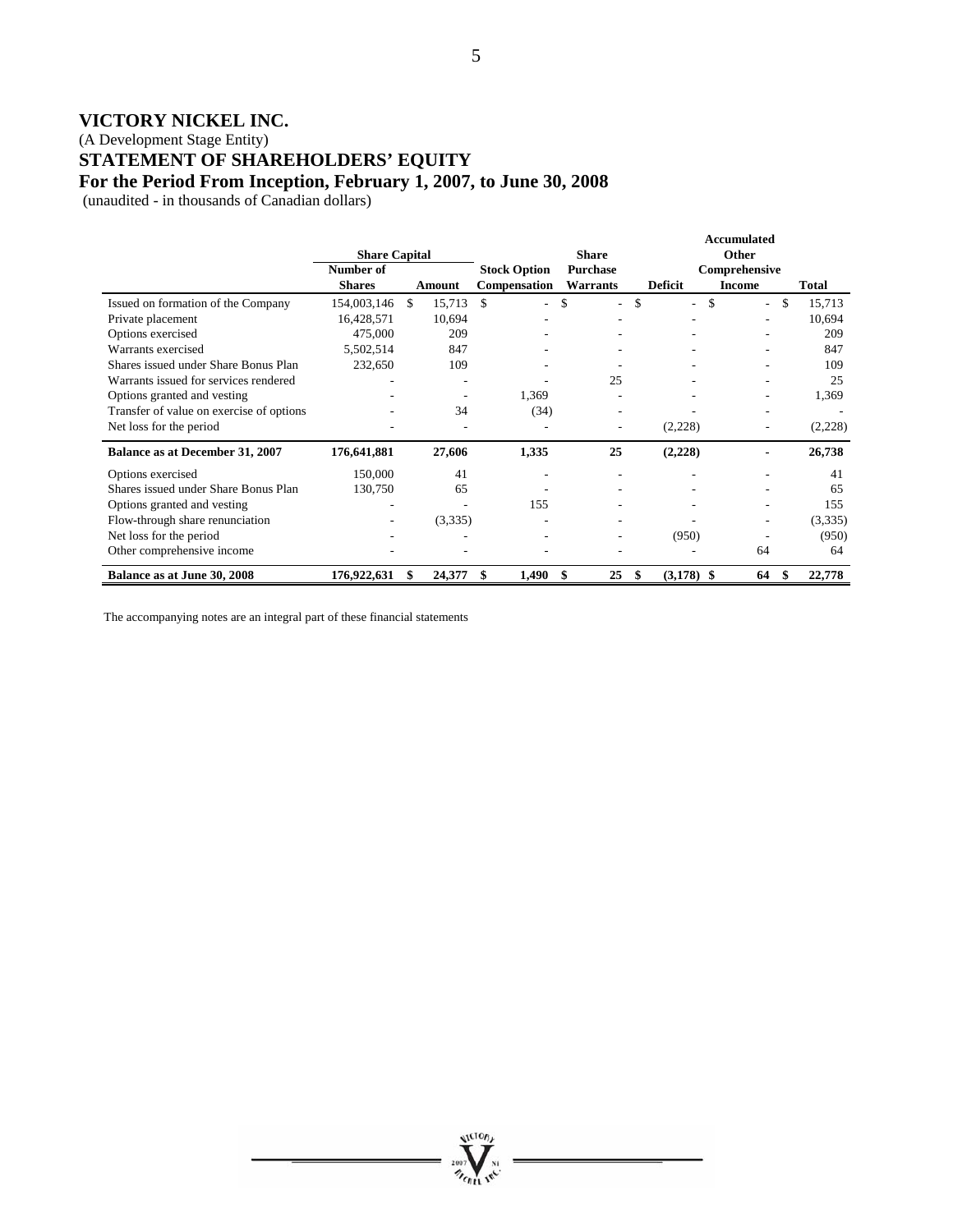# VICTORY NICKEL INC.

(A Development Stage Entity)

## STATEMENT OF SHAREHOLDERS' EQUITY

## For the Period From Inception, February 1, 2007, to June 30, 2008

(unaudited - in thousands of Canadian dollars)

| | Share Capital | | | Share | | Accumulated Other | |
|---|---|---|---|---|---|---|---|
| | Number of Shares | Amount | Stock Option Compensation | Purchase Warrants | Deficit | Comprehensive Income | Total |
| Issued on formation of the Company | 154,003,146 | $ 15,713 | $ - | $ - | $ - | $ - | $ 15,713 |
| Private placement | 16,428,571 | 10,694 | - | - | - | - | 10,694 |
| Options exercised | 475,000 | 209 | - | - | - | - | 209 |
| Warrants exercised | 5,502,514 | 847 | - | - | - | - | 847 |
| Shares issued under Share Bonus Plan | 232,650 | 109 | - | - | - | - | 109 |
| Warrants issued for services rendered | - | - | - | 25 | - | - | 25 |
| Options granted and vesting | - | - | 1,369 | - | - | - | 1,369 |
| Transfer of value on exercise of options | - | 34 | (34) | - | - | - | - |
| Net loss for the period | - | - | - | - | (2,228) | - | (2,228) |
| **Balance as at December 31, 2007** | **176,641,881** | **27,606** | **1,335** | **25** | **(2,228)** | **-** | **26,738** |
| Options exercised | 150,000 | 41 | - | - | - | - | 41 |
| Shares issued under Share Bonus Plan | 130,750 | 65 | - | - | - | - | 65 |
| Options granted and vesting | - | - | 155 | - | - | - | 155 |
| Flow-through share renunciation | - | (3,335) | - | - | - | - | (3,335) |
| Net loss for the period | - | - | - | - | (950) | - | (950) |
| Other comprehensive income | - | - | - | - | - | 64 | 64 |
| **Balance as at June 30, 2008** | **176,922,631** | **$ 24,377** | **$ 1,490** | **$ 25** | **$ (3,178)** | **$ 64** | **$ 22,778** |

The accompanying notes are an integral part of these financial statements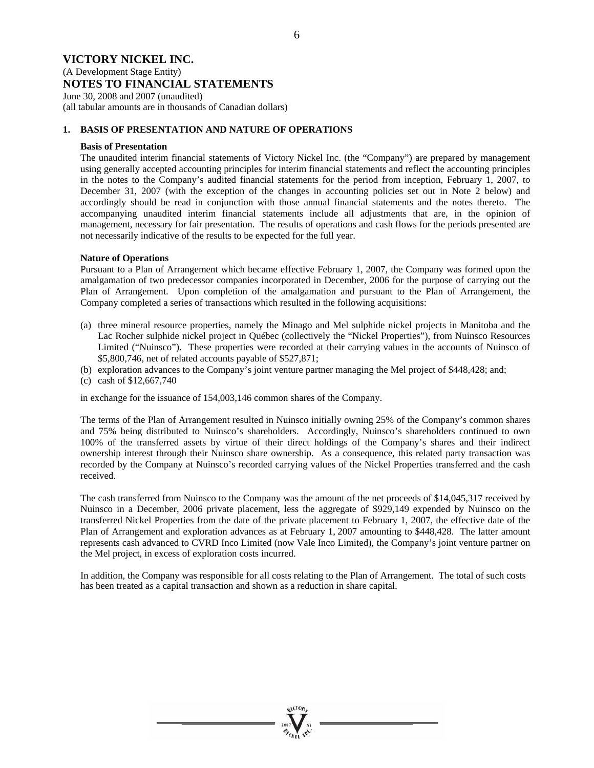# VICTORY NICKEL INC.

(A Development Stage Entity)

## NOTES TO FINANCIAL STATEMENTS

June 30, 2008 and 2007 (unaudited)
(all tabular amounts are in thousands of Canadian dollars)

### 1. BASIS OF PRESENTATION AND NATURE OF OPERATIONS

**Basis of Presentation**

The unaudited interim financial statements of Victory Nickel Inc. (the "Company") are prepared by management using generally accepted accounting principles for interim financial statements and reflect the accounting principles in the notes to the Company's audited financial statements for the period from inception, February 1, 2007, to December 31, 2007 (with the exception of the changes in accounting policies set out in Note 2 below) and accordingly should be read in conjunction with those annual financial statements and the notes thereto. The accompanying unaudited interim financial statements include all adjustments that are, in the opinion of management, necessary for fair presentation. The results of operations and cash flows for the periods presented are not necessarily indicative of the results to be expected for the full year.

**Nature of Operations**

Pursuant to a Plan of Arrangement which became effective February 1, 2007, the Company was formed upon the amalgamation of two predecessor companies incorporated in December, 2006 for the purpose of carrying out the Plan of Arrangement. Upon completion of the amalgamation and pursuant to the Plan of Arrangement, the Company completed a series of transactions which resulted in the following acquisitions:

(a) three mineral resource properties, namely the Minago and Mel sulphide nickel projects in Manitoba and the Lac Rocher sulphide nickel project in Québec (collectively the "Nickel Properties"), from Nuinsco Resources Limited ("Nuinsco"). These properties were recorded at their carrying values in the accounts of Nuinsco of $5,800,746, net of related accounts payable of $527,871;
(b) exploration advances to the Company's joint venture partner managing the Mel project of $448,428; and;
(c) cash of $12,667,740

in exchange for the issuance of 154,003,146 common shares of the Company.

The terms of the Plan of Arrangement resulted in Nuinsco initially owning 25% of the Company's common shares and 75% being distributed to Nuinsco's shareholders. Accordingly, Nuinsco's shareholders continued to own 100% of the transferred assets by virtue of their direct holdings of the Company's shares and their indirect ownership interest through their Nuinsco share ownership. As a consequence, this related party transaction was recorded by the Company at Nuinsco's recorded carrying values of the Nickel Properties transferred and the cash received.

The cash transferred from Nuinsco to the Company was the amount of the net proceeds of $14,045,317 received by Nuinsco in a December, 2006 private placement, less the aggregate of $929,149 expended by Nuinsco on the transferred Nickel Properties from the date of the private placement to February 1, 2007, the effective date of the Plan of Arrangement and exploration advances as at February 1, 2007 amounting to $448,428. The latter amount represents cash advanced to CVRD Inco Limited (now Vale Inco Limited), the Company's joint venture partner on the Mel project, in excess of exploration costs incurred.

In addition, the Company was responsible for all costs relating to the Plan of Arrangement. The total of such costs has been treated as a capital transaction and shown as a reduction in share capital.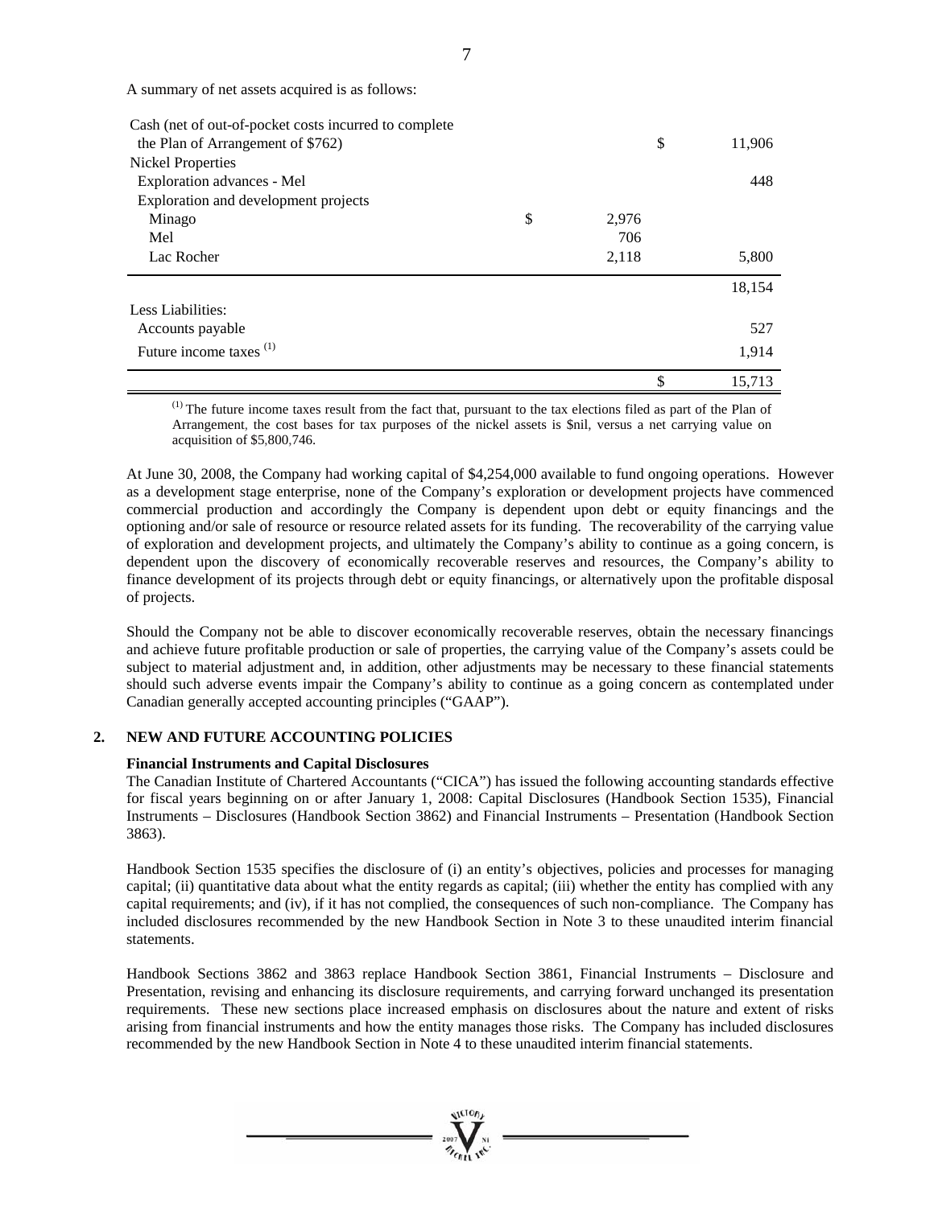A summary of net assets acquired is as follows:

| | | |
|---|---|---|
| Cash (net of out-of-pocket costs incurred to complete the Plan of Arrangement of $762) | | $ 11,906 |
| Nickel Properties | | |
| Exploration advances - Mel | | 448 |
| Exploration and development projects | | |
| Minago | $ 2,976 | |
| Mel | 706 | |
| Lac Rocher | 2,118 | 5,800 |
| | | 18,154 |
| Less Liabilities: | | |
| Accounts payable | | 527 |
| Future income taxes [(1)] | | 1,914 |
| | | $ 15,713 |

[(1)] The future income taxes result from the fact that, pursuant to the tax elections filed as part of the Plan of Arrangement, the cost bases for tax purposes of the nickel assets is $nil, versus a net carrying value on acquisition of $5,800,746.

At June 30, 2008, the Company had working capital of $4,254,000 available to fund ongoing operations. However as a development stage enterprise, none of the Company's exploration or development projects have commenced commercial production and accordingly the Company is dependent upon debt or equity financings and the optioning and/or sale of resource or resource related assets for its funding. The recoverability of the carrying value of exploration and development projects, and ultimately the Company's ability to continue as a going concern, is dependent upon the discovery of economically recoverable reserves and resources, the Company's ability to finance development of its projects through debt or equity financings, or alternatively upon the profitable disposal of projects.

Should the Company not be able to discover economically recoverable reserves, obtain the necessary financings and achieve future profitable production or sale of properties, the carrying value of the Company's assets could be subject to material adjustment and, in addition, other adjustments may be necessary to these financial statements should such adverse events impair the Company's ability to continue as a going concern as contemplated under Canadian generally accepted accounting principles ("GAAP").

## 2. NEW AND FUTURE ACCOUNTING POLICIES

**Financial Instruments and Capital Disclosures**

The Canadian Institute of Chartered Accountants ("CICA") has issued the following accounting standards effective for fiscal years beginning on or after January 1, 2008: Capital Disclosures (Handbook Section 1535), Financial Instruments – Disclosures (Handbook Section 3862) and Financial Instruments – Presentation (Handbook Section 3863).

Handbook Section 1535 specifies the disclosure of (i) an entity's objectives, policies and processes for managing capital; (ii) quantitative data about what the entity regards as capital; (iii) whether the entity has complied with any capital requirements; and (iv), if it has not complied, the consequences of such non-compliance. The Company has included disclosures recommended by the new Handbook Section in Note 3 to these unaudited interim financial statements.

Handbook Sections 3862 and 3863 replace Handbook Section 3861, Financial Instruments – Disclosure and Presentation, revising and enhancing its disclosure requirements, and carrying forward unchanged its presentation requirements. These new sections place increased emphasis on disclosures about the nature and extent of risks arising from financial instruments and how the entity manages those risks. The Company has included disclosures recommended by the new Handbook Section in Note 4 to these unaudited interim financial statements.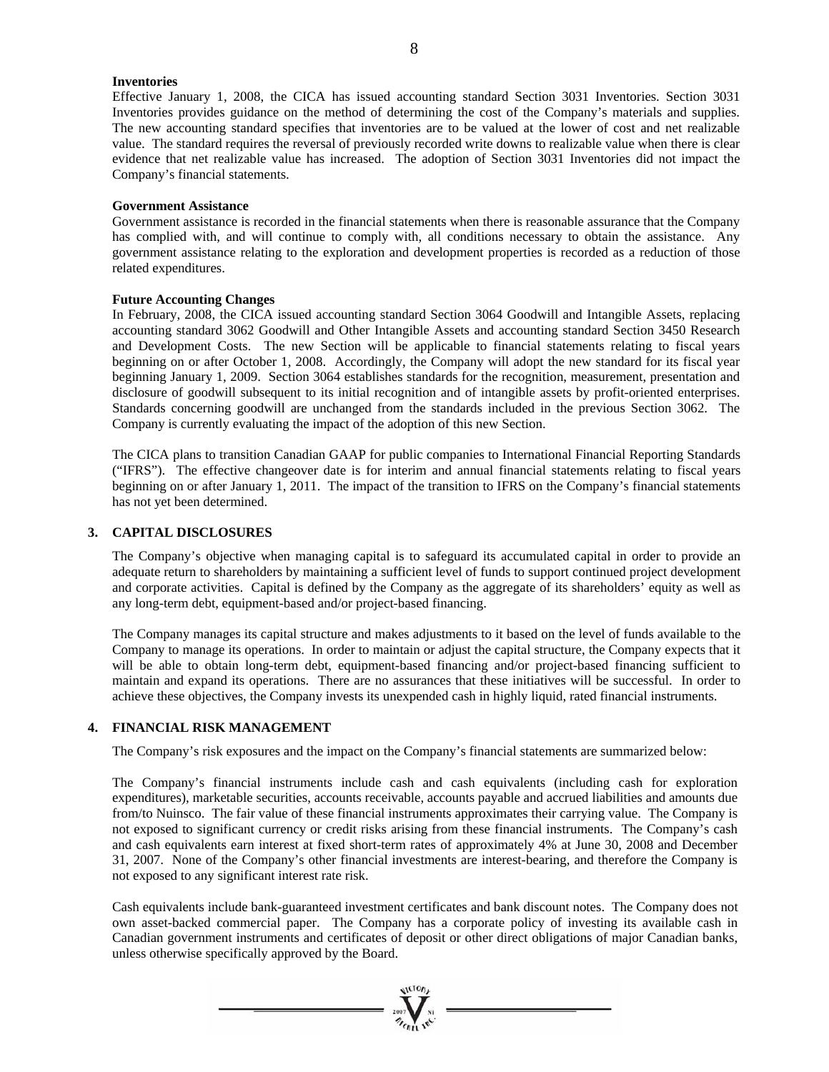**Inventories**

Effective January 1, 2008, the CICA has issued accounting standard Section 3031 Inventories. Section 3031 Inventories provides guidance on the method of determining the cost of the Company's materials and supplies. The new accounting standard specifies that inventories are to be valued at the lower of cost and net realizable value. The standard requires the reversal of previously recorded write downs to realizable value when there is clear evidence that net realizable value has increased. The adoption of Section 3031 Inventories did not impact the Company's financial statements.

**Government Assistance**

Government assistance is recorded in the financial statements when there is reasonable assurance that the Company has complied with, and will continue to comply with, all conditions necessary to obtain the assistance. Any government assistance relating to the exploration and development properties is recorded as a reduction of those related expenditures.

**Future Accounting Changes**

In February, 2008, the CICA issued accounting standard Section 3064 Goodwill and Intangible Assets, replacing accounting standard 3062 Goodwill and Other Intangible Assets and accounting standard Section 3450 Research and Development Costs. The new Section will be applicable to financial statements relating to fiscal years beginning on or after October 1, 2008. Accordingly, the Company will adopt the new standard for its fiscal year beginning January 1, 2009. Section 3064 establishes standards for the recognition, measurement, presentation and disclosure of goodwill subsequent to its initial recognition and of intangible assets by profit-oriented enterprises. Standards concerning goodwill are unchanged from the standards included in the previous Section 3062. The Company is currently evaluating the impact of the adoption of this new Section.

The CICA plans to transition Canadian GAAP for public companies to International Financial Reporting Standards ("IFRS"). The effective changeover date is for interim and annual financial statements relating to fiscal years beginning on or after January 1, 2011. The impact of the transition to IFRS on the Company's financial statements has not yet been determined.

## 3. CAPITAL DISCLOSURES

The Company's objective when managing capital is to safeguard its accumulated capital in order to provide an adequate return to shareholders by maintaining a sufficient level of funds to support continued project development and corporate activities. Capital is defined by the Company as the aggregate of its shareholders' equity as well as any long-term debt, equipment-based and/or project-based financing.

The Company manages its capital structure and makes adjustments to it based on the level of funds available to the Company to manage its operations. In order to maintain or adjust the capital structure, the Company expects that it will be able to obtain long-term debt, equipment-based financing and/or project-based financing sufficient to maintain and expand its operations. There are no assurances that these initiatives will be successful. In order to achieve these objectives, the Company invests its unexpended cash in highly liquid, rated financial instruments.

## 4. FINANCIAL RISK MANAGEMENT

The Company's risk exposures and the impact on the Company's financial statements are summarized below:

The Company's financial instruments include cash and cash equivalents (including cash for exploration expenditures), marketable securities, accounts receivable, accounts payable and accrued liabilities and amounts due from/to Nuinsco. The fair value of these financial instruments approximates their carrying value. The Company is not exposed to significant currency or credit risks arising from these financial instruments. The Company's cash and cash equivalents earn interest at fixed short-term rates of approximately 4% at June 30, 2008 and December 31, 2007. None of the Company's other financial investments are interest-bearing, and therefore the Company is not exposed to any significant interest rate risk.

Cash equivalents include bank-guaranteed investment certificates and bank discount notes. The Company does not own asset-backed commercial paper. The Company has a corporate policy of investing its available cash in Canadian government instruments and certificates of deposit or other direct obligations of major Canadian banks, unless otherwise specifically approved by the Board.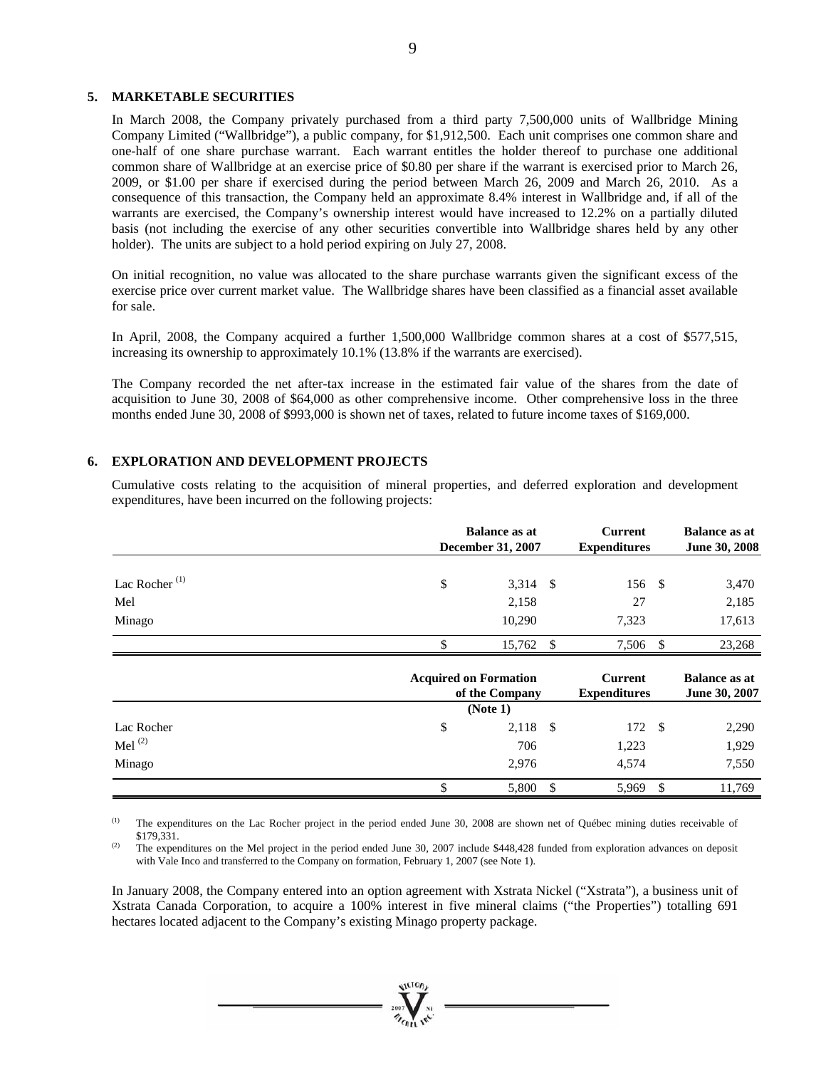## 5. MARKETABLE SECURITIES

In March 2008, the Company privately purchased from a third party 7,500,000 units of Wallbridge Mining Company Limited ("Wallbridge"), a public company, for $1,912,500. Each unit comprises one common share and one-half of one share purchase warrant. Each warrant entitles the holder thereof to purchase one additional common share of Wallbridge at an exercise price of $0.80 per share if the warrant is exercised prior to March 26, 2009, or $1.00 per share if exercised during the period between March 26, 2009 and March 26, 2010. As a consequence of this transaction, the Company held an approximate 8.4% interest in Wallbridge and, if all of the warrants are exercised, the Company's ownership interest would have increased to 12.2% on a partially diluted basis (not including the exercise of any other securities convertible into Wallbridge shares held by any other holder). The units are subject to a hold period expiring on July 27, 2008.

On initial recognition, no value was allocated to the share purchase warrants given the significant excess of the exercise price over current market value. The Wallbridge shares have been classified as a financial asset available for sale.

In April, 2008, the Company acquired a further 1,500,000 Wallbridge common shares at a cost of $577,515, increasing its ownership to approximately 10.1% (13.8% if the warrants are exercised).

The Company recorded the net after-tax increase in the estimated fair value of the shares from the date of acquisition to June 30, 2008 of $64,000 as other comprehensive income. Other comprehensive loss in the three months ended June 30, 2008 of $993,000 is shown net of taxes, related to future income taxes of $169,000.

## 6. EXPLORATION AND DEVELOPMENT PROJECTS

Cumulative costs relating to the acquisition of mineral properties, and deferred exploration and development expenditures, have been incurred on the following projects:

| | Balance as at December 31, 2007 | Current Expenditures | Balance as at June 30, 2008 |
|---|---|---|---|
| Lac Rocher [(1)] | $ 3,314 | $ 156 | $ 3,470 |
| Mel | 2,158 | 27 | 2,185 |
| Minago | 10,290 | 7,323 | 17,613 |
| | $ 15,762 | $ 7,506 | $ 23,268 |

| | Acquired on Formation of the Company (Note 1) | Current Expenditures | Balance as at June 30, 2007 |
|---|---|---|---|
| Lac Rocher | $ 2,118 | $ 172 | $ 2,290 |
| Mel [(2)] | 706 | 1,223 | 1,929 |
| Minago | 2,976 | 4,574 | 7,550 |
| | $ 5,800 | $ 5,969 | $ 11,769 |

(1) The expenditures on the Lac Rocher project in the period ended June 30, 2008 are shown net of Québec mining duties receivable of $179,331.

(2) The expenditures on the Mel project in the period ended June 30, 2007 include $448,428 funded from exploration advances on deposit with Vale Inco and transferred to the Company on formation, February 1, 2007 (see Note 1).

In January 2008, the Company entered into an option agreement with Xstrata Nickel ("Xstrata"), a business unit of Xstrata Canada Corporation, to acquire a 100% interest in five mineral claims ("the Properties") totalling 691 hectares located adjacent to the Company's existing Minago property package.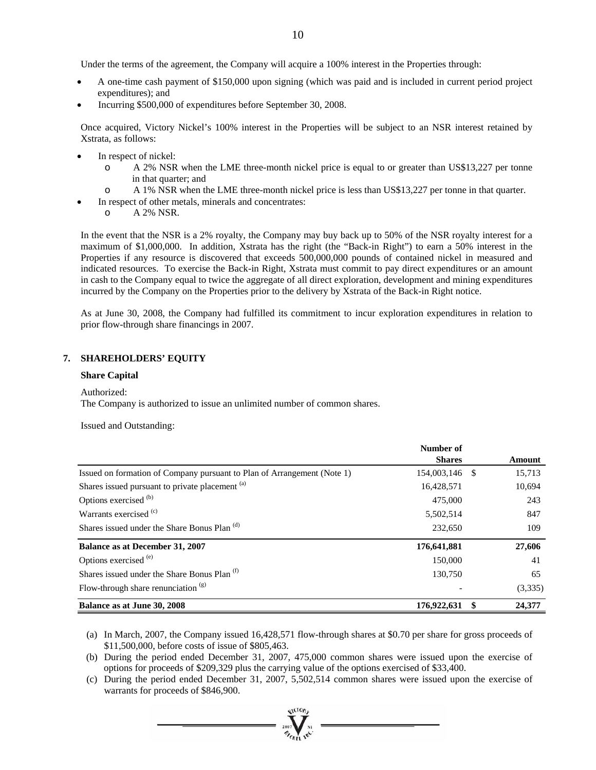Under the terms of the agreement, the Company will acquire a 100% interest in the Properties through:

- A one-time cash payment of $150,000 upon signing (which was paid and is included in current period project expenditures); and
- Incurring $500,000 of expenditures before September 30, 2008.

Once acquired, Victory Nickel's 100% interest in the Properties will be subject to an NSR interest retained by Xstrata, as follows:

- In respect of nickel:
  - A 2% NSR when the LME three-month nickel price is equal to or greater than US$13,227 per tonne in that quarter; and
  - A 1% NSR when the LME three-month nickel price is less than US$13,227 per tonne in that quarter.
- In respect of other metals, minerals and concentrates:
  - A 2% NSR.

In the event that the NSR is a 2% royalty, the Company may buy back up to 50% of the NSR royalty interest for a maximum of $1,000,000. In addition, Xstrata has the right (the "Back-in Right") to earn a 50% interest in the Properties if any resource is discovered that exceeds 500,000,000 pounds of contained nickel in measured and indicated resources. To exercise the Back-in Right, Xstrata must commit to pay direct expenditures or an amount in cash to the Company equal to twice the aggregate of all direct exploration, development and mining expenditures incurred by the Company on the Properties prior to the delivery by Xstrata of the Back-in Right notice.

As at June 30, 2008, the Company had fulfilled its commitment to incur exploration expenditures in relation to prior flow-through share financings in 2007.

## 7. SHAREHOLDERS' EQUITY

### Share Capital

Authorized:
The Company is authorized to issue an unlimited number of common shares.

Issued and Outstanding:

| | Number of Shares | Amount |
|---|---|---|
| Issued on formation of Company pursuant to Plan of Arrangement (Note 1) | 154,003,146 | $ 15,713 |
| Shares issued pursuant to private placement [(a)] | 16,428,571 | 10,694 |
| Options exercised [(b)] | 475,000 | 243 |
| Warrants exercised [(c)] | 5,502,514 | 847 |
| Shares issued under the Share Bonus Plan [(d)] | 232,650 | 109 |
| **Balance as at December 31, 2007** | **176,641,881** | **27,606** |
| Options exercised [(e)] | 150,000 | 41 |
| Shares issued under the Share Bonus Plan [(f)] | 130,750 | 65 |
| Flow-through share renunciation [(g)] | - | (3,335) |
| **Balance as at June 30, 2008** | **176,922,631** | **$ 24,377** |

(a) In March, 2007, the Company issued 16,428,571 flow-through shares at $0.70 per share for gross proceeds of $11,500,000, before costs of issue of $805,463.

(b) During the period ended December 31, 2007, 475,000 common shares were issued upon the exercise of options for proceeds of $209,329 plus the carrying value of the options exercised of $33,400.

(c) During the period ended December 31, 2007, 5,502,514 common shares were issued upon the exercise of warrants for proceeds of $846,900.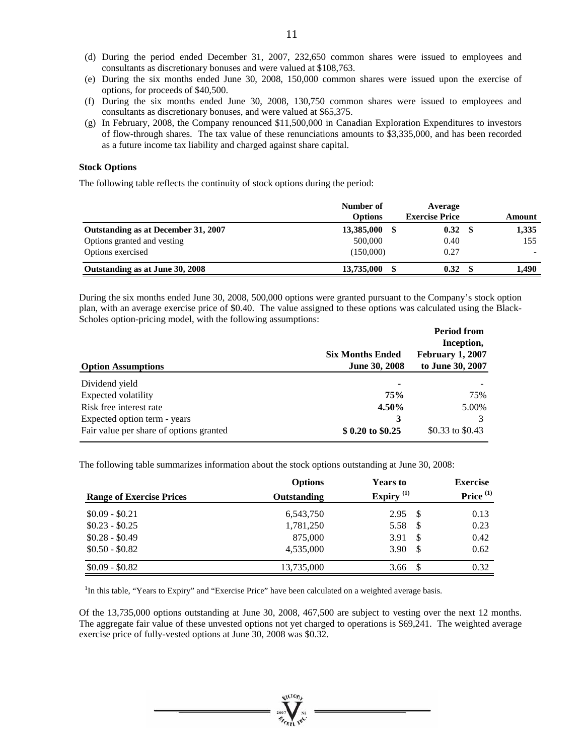(d) During the period ended December 31, 2007, 232,650 common shares were issued to employees and consultants as discretionary bonuses and were valued at $108,763.

(e) During the six months ended June 30, 2008, 150,000 common shares were issued upon the exercise of options, for proceeds of $40,500.

(f) During the six months ended June 30, 2008, 130,750 common shares were issued to employees and consultants as discretionary bonuses, and were valued at $65,375.

(g) In February, 2008, the Company renounced $11,500,000 in Canadian Exploration Expenditures to investors of flow-through shares. The tax value of these renunciations amounts to $3,335,000, and has been recorded as a future income tax liability and charged against share capital.

**Stock Options**

The following table reflects the continuity of stock options during the period:

| | Number of Options | Average Exercise Price | Amount |
|---|---|---|---|
| **Outstanding as at December 31, 2007** | **13,385,000** | **$ 0.32** | **$ 1,335** |
| Options granted and vesting | 500,000 | 0.40 | 155 |
| Options exercised | (150,000) | 0.27 | - |
| **Outstanding as at June 30, 2008** | **13,735,000** | **$ 0.32** | **$ 1,490** |

During the six months ended June 30, 2008, 500,000 options were granted pursuant to the Company's stock option plan, with an average exercise price of $0.40. The value assigned to these options was calculated using the Black-Scholes option-pricing model, with the following assumptions:

| **Option Assumptions** | **Six Months Ended June 30, 2008** | **Period from Inception, February 1, 2007 to June 30, 2007** |
|---|---|---|
| Dividend yield | - | - |
| Expected volatility | **75%** | 75% |
| Risk free interest rate | **4.50%** | 5.00% |
| Expected option term - years | **3** | 3 |
| Fair value per share of options granted | **$ 0.20 to $0.25** | $0.33 to $0.43 |

The following table summarizes information about the stock options outstanding at June 30, 2008:

| Range of Exercise Prices | Options Outstanding | Years to Expiry [(1)] | Exercise Price [(1)] |
|---|---|---|---|
| $0.09 - $0.21 | 6,543,750 | 2.95 | $ 0.13 |
| $0.23 - $0.25 | 1,781,250 | 5.58 | $ 0.23 |
| $0.28 - $0.49 | 875,000 | 3.91 | $ 0.42 |
| $0.50 - $0.82 | 4,535,000 | 3.90 | $ 0.62 |
| $0.09 - $0.82 | 13,735,000 | 3.66 | $ 0.32 |

[1]In this table, "Years to Expiry" and "Exercise Price" have been calculated on a weighted average basis.

Of the 13,735,000 options outstanding at June 30, 2008, 467,500 are subject to vesting over the next 12 months. The aggregate fair value of these unvested options not yet charged to operations is $69,241. The weighted average exercise price of fully-vested options at June 30, 2008 was $0.32.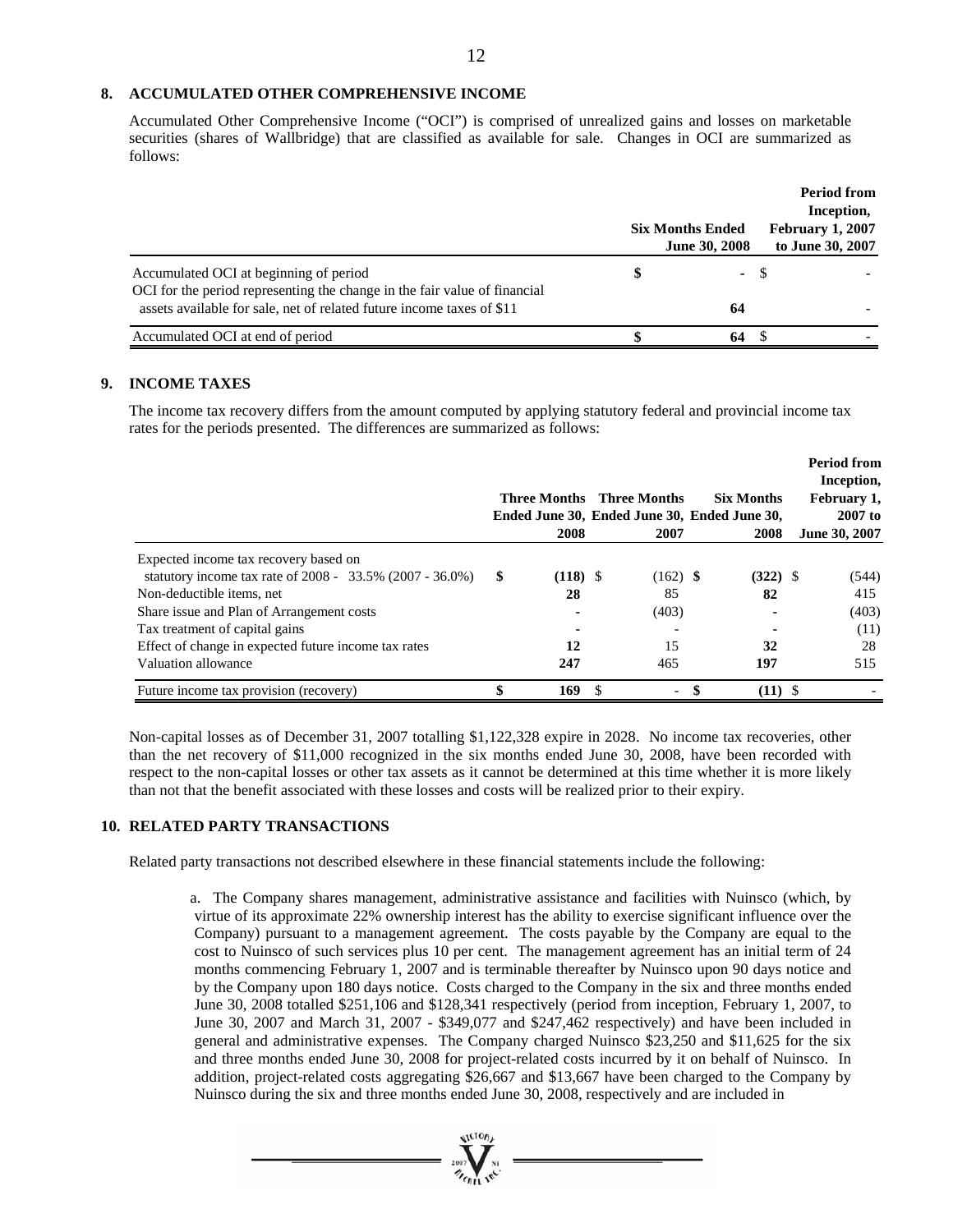## 8. ACCUMULATED OTHER COMPREHENSIVE INCOME

Accumulated Other Comprehensive Income ("OCI") is comprised of unrealized gains and losses on marketable securities (shares of Wallbridge) that are classified as available for sale. Changes in OCI are summarized as follows:

| | Six Months Ended June 30, 2008 | Period from Inception, February 1, 2007 to June 30, 2007 |
|---|---|---|
| Accumulated OCI at beginning of period | $ - | $ - |
| OCI for the period representing the change in the fair value of financial assets available for sale, net of related future income taxes of $11 | 64 | - |
| Accumulated OCI at end of period | $ 64 | $ - |

## 9. INCOME TAXES

The income tax recovery differs from the amount computed by applying statutory federal and provincial income tax rates for the periods presented. The differences are summarized as follows:

| | Three Months Ended June 30, 2008 | Three Months Ended June 30, 2007 | Six Months Ended June 30, 2008 | Period from Inception, February 1, 2007 to June 30, 2007 |
|---|---|---|---|---|
| Expected income tax recovery based on statutory income tax rate of 2008 - 33.5% (2007 - 36.0%) | $ (118) | $ (162) | $ (322) | $ (544) |
| Non-deductible items, net | 28 | 85 | 82 | 415 |
| Share issue and Plan of Arrangement costs | - | (403) | - | (403) |
| Tax treatment of capital gains | - | - | - | (11) |
| Effect of change in expected future income tax rates | 12 | 15 | 32 | 28 |
| Valuation allowance | 247 | 465 | 197 | 515 |
| Future income tax provision (recovery) | $ 169 | $ - | $ (11) | $ - |

Non-capital losses as of December 31, 2007 totalling $1,122,328 expire in 2028. No income tax recoveries, other than the net recovery of $11,000 recognized in the six months ended June 30, 2008, have been recorded with respect to the non-capital losses or other tax assets as it cannot be determined at this time whether it is more likely than not that the benefit associated with these losses and costs will be realized prior to their expiry.

## 10. RELATED PARTY TRANSACTIONS

Related party transactions not described elsewhere in these financial statements include the following:

a. The Company shares management, administrative assistance and facilities with Nuinsco (which, by virtue of its approximate 22% ownership interest has the ability to exercise significant influence over the Company) pursuant to a management agreement. The costs payable by the Company are equal to the cost to Nuinsco of such services plus 10 per cent. The management agreement has an initial term of 24 months commencing February 1, 2007 and is terminable thereafter by Nuinsco upon 90 days notice and by the Company upon 180 days notice. Costs charged to the Company in the six and three months ended June 30, 2008 totalled $251,106 and $128,341 respectively (period from inception, February 1, 2007, to June 30, 2007 and March 31, 2007 - $349,077 and $247,462 respectively) and have been included in general and administrative expenses. The Company charged Nuinsco $23,250 and $11,625 for the six and three months ended June 30, 2008 for project-related costs incurred by it on behalf of Nuinsco. In addition, project-related costs aggregating $26,667 and $13,667 have been charged to the Company by Nuinsco during the six and three months ended June 30, 2008, respectively and are included in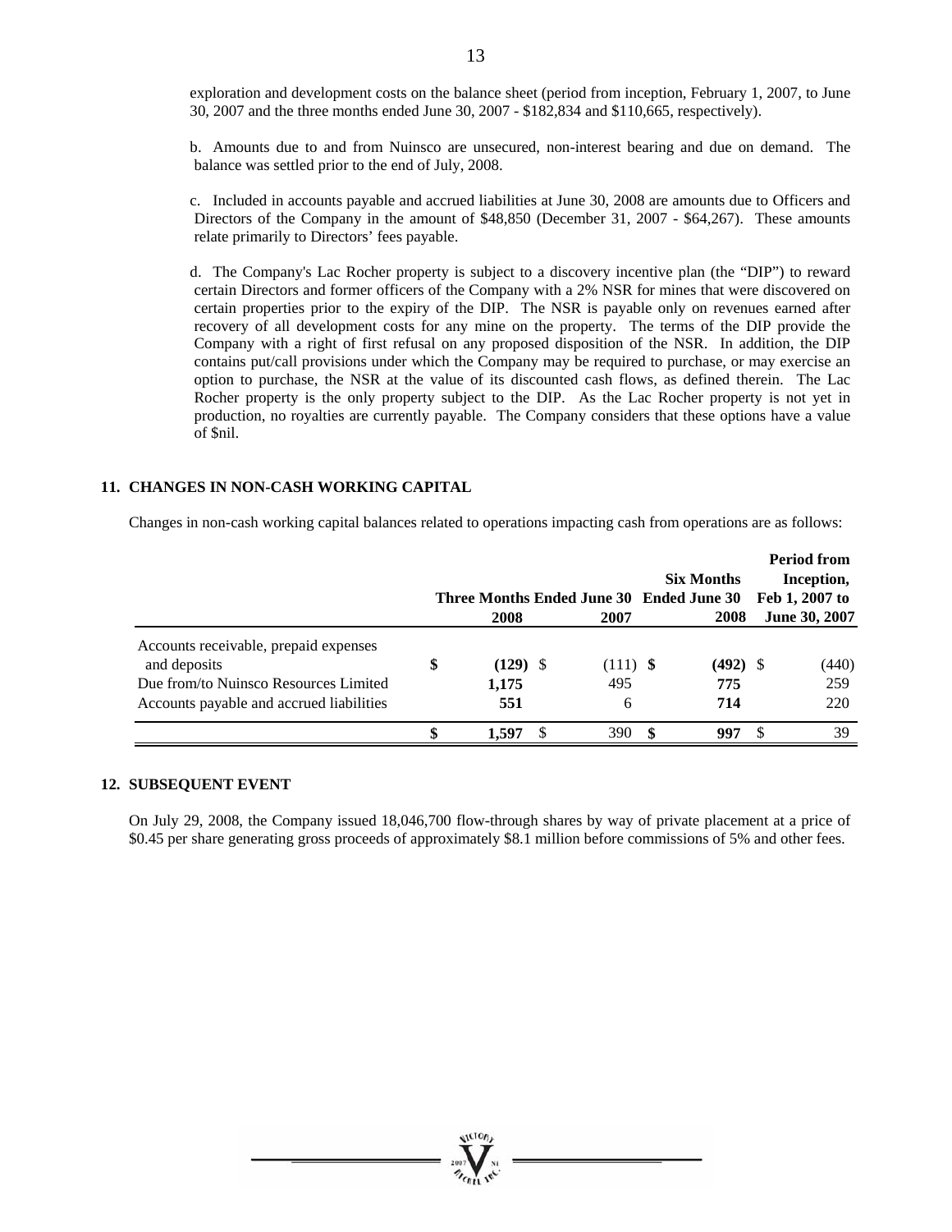exploration and development costs on the balance sheet (period from inception, February 1, 2007, to June 30, 2007 and the three months ended June 30, 2007 - $182,834 and $110,665, respectively).

b. Amounts due to and from Nuinsco are unsecured, non-interest bearing and due on demand. The balance was settled prior to the end of July, 2008.

c. Included in accounts payable and accrued liabilities at June 30, 2008 are amounts due to Officers and Directors of the Company in the amount of $48,850 (December 31, 2007 - $64,267). These amounts relate primarily to Directors' fees payable.

d. The Company's Lac Rocher property is subject to a discovery incentive plan (the "DIP") to reward certain Directors and former officers of the Company with a 2% NSR for mines that were discovered on certain properties prior to the expiry of the DIP. The NSR is payable only on revenues earned after recovery of all development costs for any mine on the property. The terms of the DIP provide the Company with a right of first refusal on any proposed disposition of the NSR. In addition, the DIP contains put/call provisions under which the Company may be required to purchase, or may exercise an option to purchase, the NSR at the value of its discounted cash flows, as defined therein. The Lac Rocher property is the only property subject to the DIP. As the Lac Rocher property is not yet in production, no royalties are currently payable. The Company considers that these options have a value of $nil.

## 11. CHANGES IN NON-CASH WORKING CAPITAL

Changes in non-cash working capital balances related to operations impacting cash from operations are as follows:

| | Three Months Ended June 30 | | Six Months Ended June 30 | Period from Inception, Feb 1, 2007 to |
|---|---|---|---|---|
| | **2008** | 2007 | **2008** | **June 30, 2007** |
| Accounts receivable, prepaid expenses and deposits | **$ (129)** | $ (111) | **$ (492)** | $ (440) |
| Due from/to Nuinsco Resources Limited | **1,175** | 495 | **775** | 259 |
| Accounts payable and accrued liabilities | **551** | 6 | **714** | 220 |
| | **$ 1,597** | $ 390 | **$ 997** | $ 39 |

## 12. SUBSEQUENT EVENT

On July 29, 2008, the Company issued 18,046,700 flow-through shares by way of private placement at a price of $0.45 per share generating gross proceeds of approximately $8.1 million before commissions of 5% and other fees.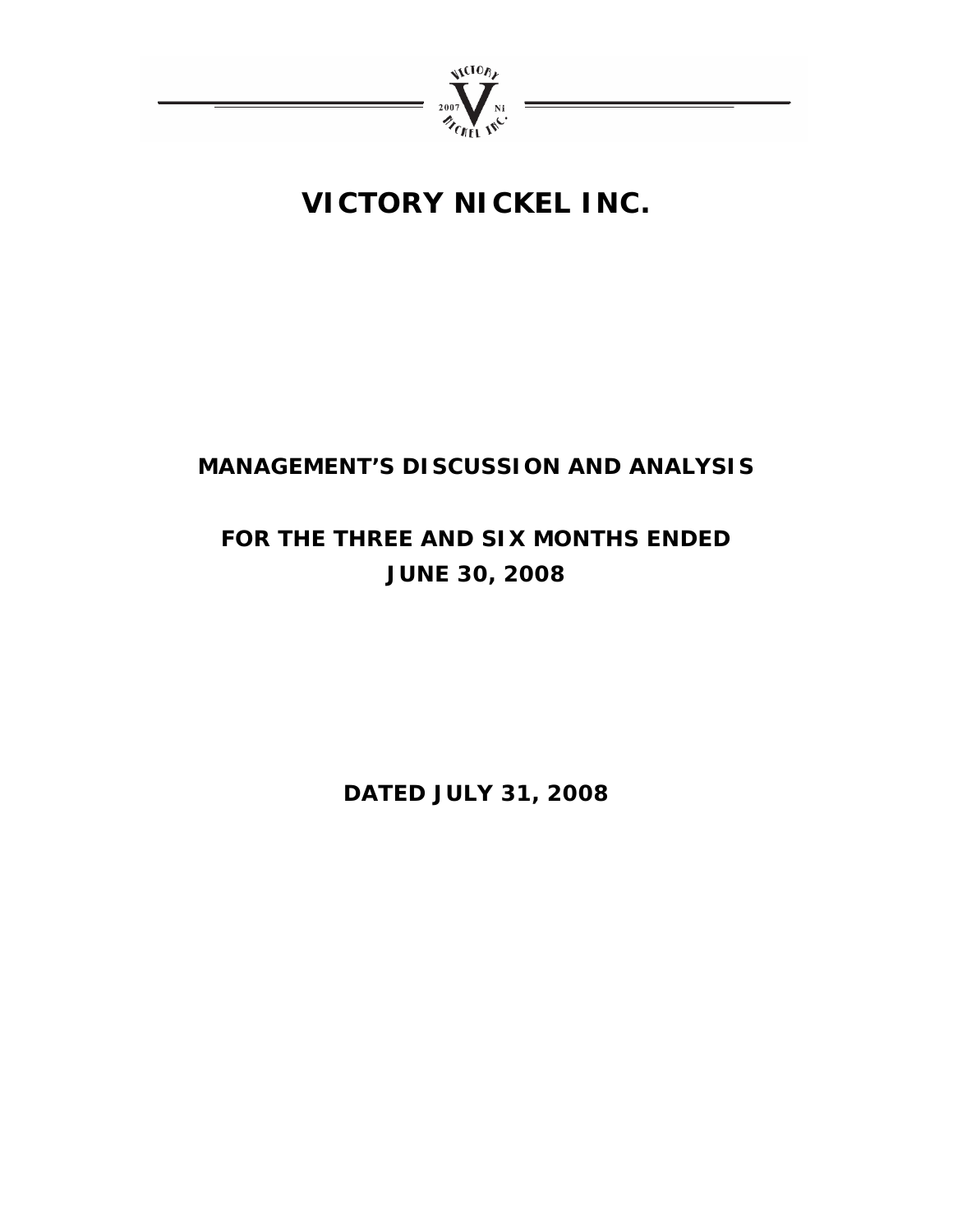# VICTORY NICKEL INC.

## MANAGEMENT'S DISCUSSION AND ANALYSIS

## FOR THE THREE AND SIX MONTHS ENDED JUNE 30, 2008

**DATED JULY 31, 2008**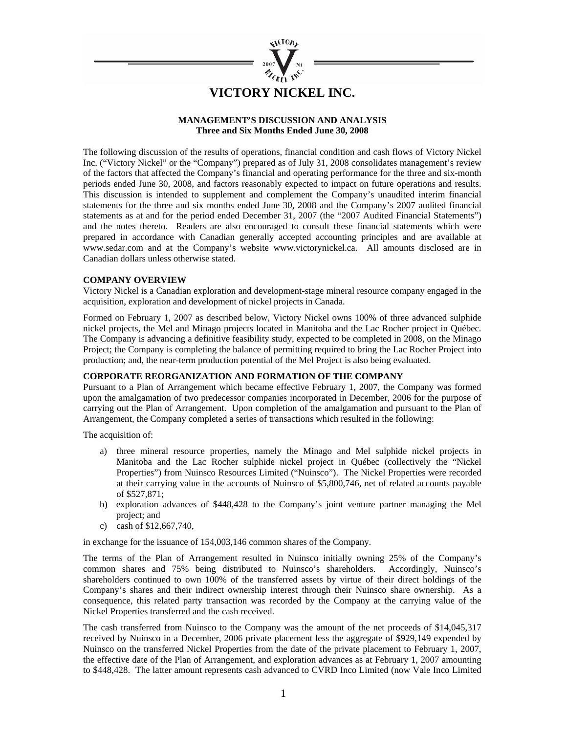# VICTORY NICKEL INC.

**MANAGEMENT'S DISCUSSION AND ANALYSIS**
**Three and Six Months Ended June 30, 2008**

The following discussion of the results of operations, financial condition and cash flows of Victory Nickel Inc. ("Victory Nickel" or the "Company") prepared as of July 31, 2008 consolidates management's review of the factors that affected the Company's financial and operating performance for the three and six-month periods ended June 30, 2008, and factors reasonably expected to impact on future operations and results. This discussion is intended to supplement and complement the Company's unaudited interim financial statements for the three and six months ended June 30, 2008 and the Company's 2007 audited financial statements as at and for the period ended December 31, 2007 (the "2007 Audited Financial Statements") and the notes thereto. Readers are also encouraged to consult these financial statements which were prepared in accordance with Canadian generally accepted accounting principles and are available at www.sedar.com and at the Company's website www.victorynickel.ca. All amounts disclosed are in Canadian dollars unless otherwise stated.

## COMPANY OVERVIEW

Victory Nickel is a Canadian exploration and development-stage mineral resource company engaged in the acquisition, exploration and development of nickel projects in Canada.

Formed on February 1, 2007 as described below, Victory Nickel owns 100% of three advanced sulphide nickel projects, the Mel and Minago projects located in Manitoba and the Lac Rocher project in Québec. The Company is advancing a definitive feasibility study, expected to be completed in 2008, on the Minago Project; the Company is completing the balance of permitting required to bring the Lac Rocher Project into production; and, the near-term production potential of the Mel Project is also being evaluated.

## CORPORATE REORGANIZATION AND FORMATION OF THE COMPANY

Pursuant to a Plan of Arrangement which became effective February 1, 2007, the Company was formed upon the amalgamation of two predecessor companies incorporated in December, 2006 for the purpose of carrying out the Plan of Arrangement. Upon completion of the amalgamation and pursuant to the Plan of Arrangement, the Company completed a series of transactions which resulted in the following:

The acquisition of:

a) three mineral resource properties, namely the Minago and Mel sulphide nickel projects in Manitoba and the Lac Rocher sulphide nickel project in Québec (collectively the "Nickel Properties") from Nuinsco Resources Limited ("Nuinsco"). The Nickel Properties were recorded at their carrying value in the accounts of Nuinsco of $5,800,746, net of related accounts payable of $527,871;
b) exploration advances of $448,428 to the Company's joint venture partner managing the Mel project; and
c) cash of $12,667,740,

in exchange for the issuance of 154,003,146 common shares of the Company.

The terms of the Plan of Arrangement resulted in Nuinsco initially owning 25% of the Company's common shares and 75% being distributed to Nuinsco's shareholders. Accordingly, Nuinsco's shareholders continued to own 100% of the transferred assets by virtue of their direct holdings of the Company's shares and their indirect ownership interest through their Nuinsco share ownership. As a consequence, this related party transaction was recorded by the Company at the carrying value of the Nickel Properties transferred and the cash received.

The cash transferred from Nuinsco to the Company was the amount of the net proceeds of $14,045,317 received by Nuinsco in a December, 2006 private placement less the aggregate of $929,149 expended by Nuinsco on the transferred Nickel Properties from the date of the private placement to February 1, 2007, the effective date of the Plan of Arrangement, and exploration advances as at February 1, 2007 amounting to $448,428. The latter amount represents cash advanced to CVRD Inco Limited (now Vale Inco Limited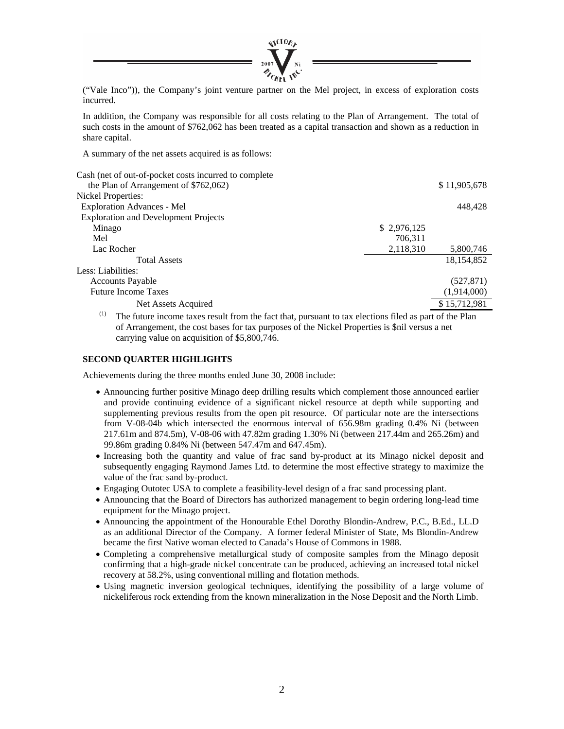("Vale Inco")), the Company's joint venture partner on the Mel project, in excess of exploration costs incurred.

In addition, the Company was responsible for all costs relating to the Plan of Arrangement. The total of such costs in the amount of $762,062 has been treated as a capital transaction and shown as a reduction in share capital.

A summary of the net assets acquired is as follows:

| | | |
|---|---|---|
| Cash (net of out-of-pocket costs incurred to complete the Plan of Arrangement of $762,062) | | $ 11,905,678 |
| Nickel Properties: | | |
| Exploration Advances - Mel | | 448,428 |
| Exploration and Development Projects | | |
| Minago | $ 2,976,125 | |
| Mel | 706,311 | |
| Lac Rocher | 2,118,310 | 5,800,746 |
| Total Assets | | 18,154,852 |
| Less: Liabilities: | | |
| Accounts Payable | | (527,871) |
| Future Income Taxes | | (1,914,000) |
| Net Assets Acquired | | $ 15,712,981 |

(1) The future income taxes result from the fact that, pursuant to tax elections filed as part of the Plan of Arrangement, the cost bases for tax purposes of the Nickel Properties is $nil versus a net carrying value on acquisition of $5,800,746.

## SECOND QUARTER HIGHLIGHTS

Achievements during the three months ended June 30, 2008 include:

- Announcing further positive Minago deep drilling results which complement those announced earlier and provide continuing evidence of a significant nickel resource at depth while supporting and supplementing previous results from the open pit resource. Of particular note are the intersections from V-08-04b which intersected the enormous interval of 656.98m grading 0.4% Ni (between 217.61m and 874.5m), V-08-06 with 47.82m grading 1.30% Ni (between 217.44m and 265.26m) and 99.86m grading 0.84% Ni (between 547.47m and 647.45m).
- Increasing both the quantity and value of frac sand by-product at its Minago nickel deposit and subsequently engaging Raymond James Ltd. to determine the most effective strategy to maximize the value of the frac sand by-product.
- Engaging Outotec USA to complete a feasibility-level design of a frac sand processing plant.
- Announcing that the Board of Directors has authorized management to begin ordering long-lead time equipment for the Minago project.
- Announcing the appointment of the Honourable Ethel Dorothy Blondin-Andrew, P.C., B.Ed., LL.D as an additional Director of the Company. A former federal Minister of State, Ms Blondin-Andrew became the first Native woman elected to Canada's House of Commons in 1988.
- Completing a comprehensive metallurgical study of composite samples from the Minago deposit confirming that a high-grade nickel concentrate can be produced, achieving an increased total nickel recovery at 58.2%, using conventional milling and flotation methods.
- Using magnetic inversion geological techniques, identifying the possibility of a large volume of nickeliferous rock extending from the known mineralization in the Nose Deposit and the North Limb.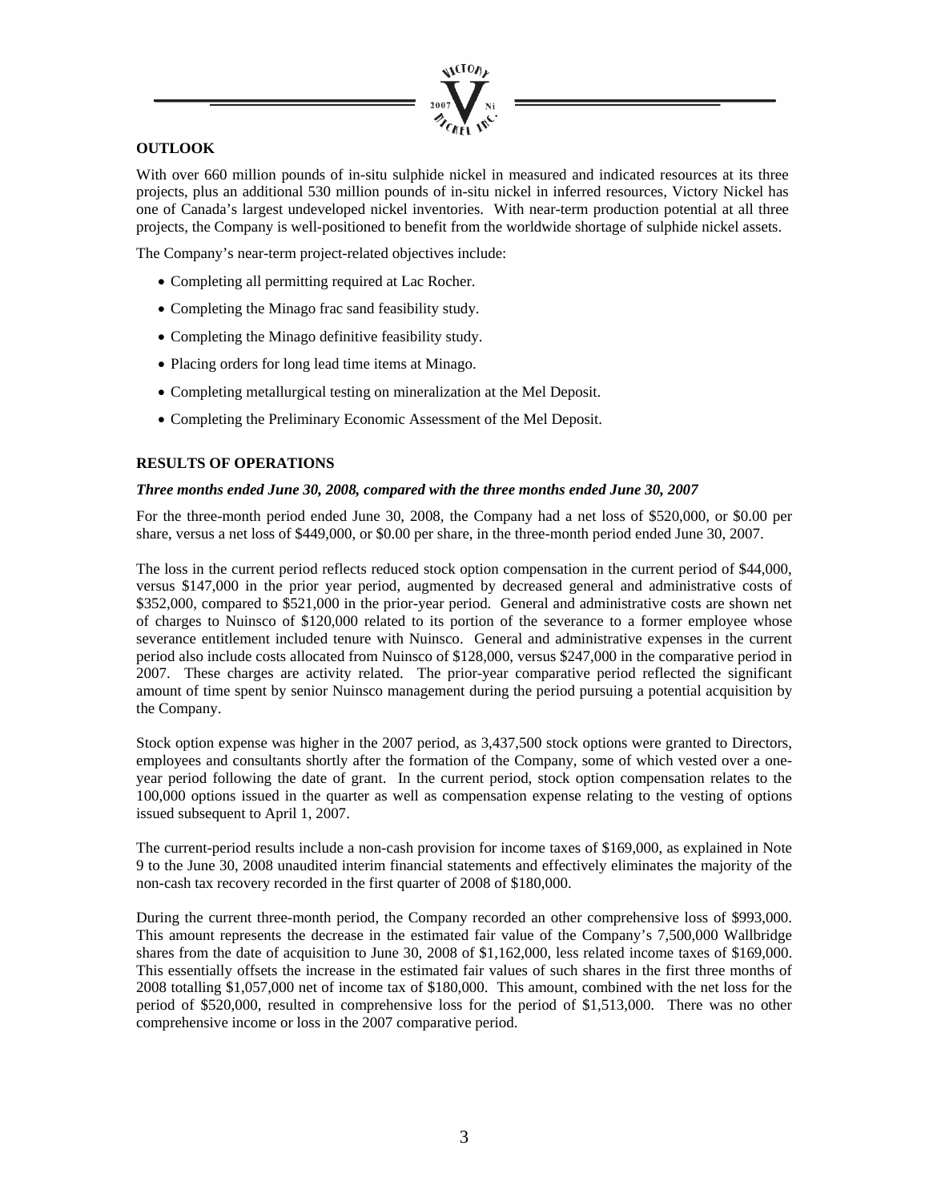## OUTLOOK

With over 660 million pounds of in-situ sulphide nickel in measured and indicated resources at its three projects, plus an additional 530 million pounds of in-situ nickel in inferred resources, Victory Nickel has one of Canada's largest undeveloped nickel inventories. With near-term production potential at all three projects, the Company is well-positioned to benefit from the worldwide shortage of sulphide nickel assets.

The Company's near-term project-related objectives include:

- Completing all permitting required at Lac Rocher.
- Completing the Minago frac sand feasibility study.
- Completing the Minago definitive feasibility study.
- Placing orders for long lead time items at Minago.
- Completing metallurgical testing on mineralization at the Mel Deposit.
- Completing the Preliminary Economic Assessment of the Mel Deposit.

## RESULTS OF OPERATIONS

### *Three months ended June 30, 2008, compared with the three months ended June 30, 2007*

For the three-month period ended June 30, 2008, the Company had a net loss of $520,000, or $0.00 per share, versus a net loss of $449,000, or $0.00 per share, in the three-month period ended June 30, 2007.

The loss in the current period reflects reduced stock option compensation in the current period of $44,000, versus $147,000 in the prior year period, augmented by decreased general and administrative costs of $352,000, compared to $521,000 in the prior-year period. General and administrative costs are shown net of charges to Nuinsco of $120,000 related to its portion of the severance to a former employee whose severance entitlement included tenure with Nuinsco. General and administrative expenses in the current period also include costs allocated from Nuinsco of $128,000, versus $247,000 in the comparative period in 2007. These charges are activity related. The prior-year comparative period reflected the significant amount of time spent by senior Nuinsco management during the period pursuing a potential acquisition by the Company.

Stock option expense was higher in the 2007 period, as 3,437,500 stock options were granted to Directors, employees and consultants shortly after the formation of the Company, some of which vested over a one-year period following the date of grant. In the current period, stock option compensation relates to the 100,000 options issued in the quarter as well as compensation expense relating to the vesting of options issued subsequent to April 1, 2007.

The current-period results include a non-cash provision for income taxes of $169,000, as explained in Note 9 to the June 30, 2008 unaudited interim financial statements and effectively eliminates the majority of the non-cash tax recovery recorded in the first quarter of 2008 of $180,000.

During the current three-month period, the Company recorded an other comprehensive loss of $993,000. This amount represents the decrease in the estimated fair value of the Company's 7,500,000 Wallbridge shares from the date of acquisition to June 30, 2008 of $1,162,000, less related income taxes of $169,000. This essentially offsets the increase in the estimated fair values of such shares in the first three months of 2008 totalling $1,057,000 net of income tax of $180,000. This amount, combined with the net loss for the period of $520,000, resulted in comprehensive loss for the period of $1,513,000. There was no other comprehensive income or loss in the 2007 comparative period.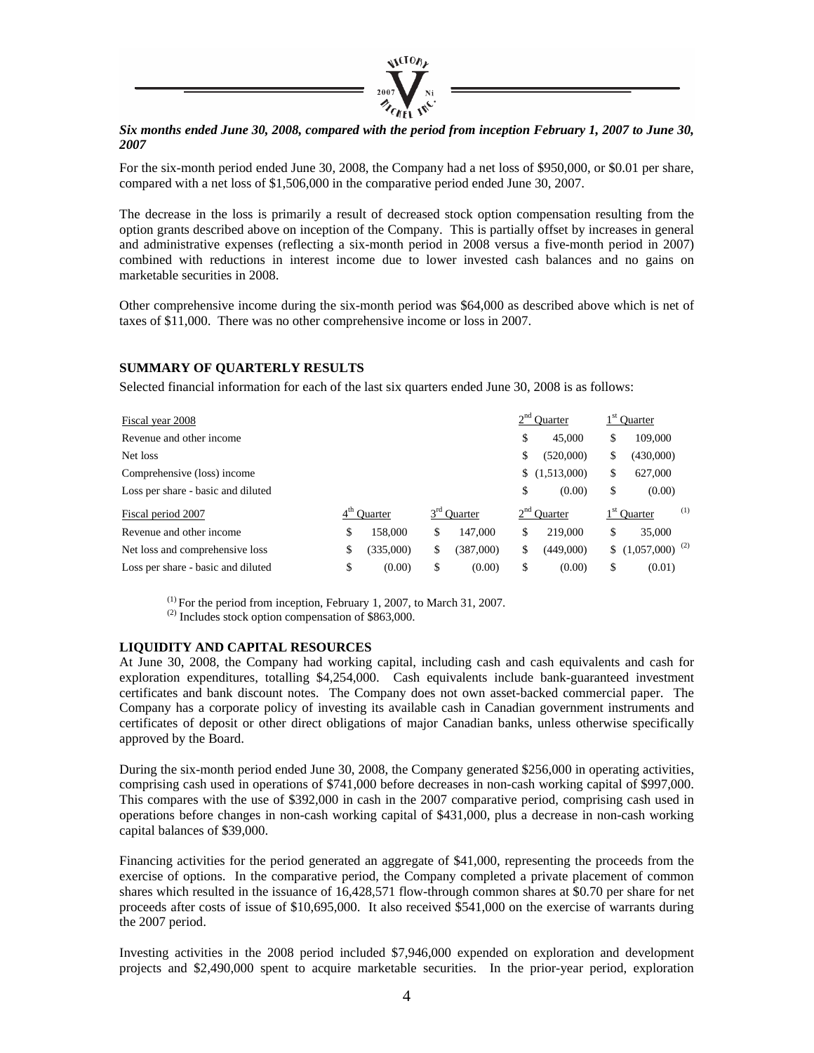***Six months ended June 30, 2008, compared with the period from inception February 1, 2007 to June 30, 2007***

For the six-month period ended June 30, 2008, the Company had a net loss of $950,000, or $0.01 per share, compared with a net loss of $1,506,000 in the comparative period ended June 30, 2007.

The decrease in the loss is primarily a result of decreased stock option compensation resulting from the option grants described above on inception of the Company. This is partially offset by increases in general and administrative expenses (reflecting a six-month period in 2008 versus a five-month period in 2007) combined with reductions in interest income due to lower invested cash balances and no gains on marketable securities in 2008.

Other comprehensive income during the six-month period was $64,000 as described above which is net of taxes of $11,000. There was no other comprehensive income or loss in 2007.

## SUMMARY OF QUARTERLY RESULTS

Selected financial information for each of the last six quarters ended June 30, 2008 is as follows:

| Fiscal year 2008 | | | 2nd Quarter | 1st Quarter |
|---|---|---|---|---|
| Revenue and other income | | | $ 45,000 | $ 109,000 |
| Net loss | | | $ (520,000) | $ (430,000) |
| Comprehensive (loss) income | | | $ (1,513,000) | $ 627,000 |
| Loss per share - basic and diluted | | | $ (0.00) | $ (0.00) |
| **Fiscal period 2007** | **4th Quarter** | **3rd Quarter** | **2nd Quarter** | **1st Quarter (1)** |
| Revenue and other income | $ 158,000 | $ 147,000 | $ 219,000 | $ 35,000 |
| Net loss and comprehensive loss | $ (335,000) | $ (387,000) | $ (449,000) | $ (1,057,000) (2) |
| Loss per share - basic and diluted | $ (0.00) | $ (0.00) | $ (0.00) | $ (0.01) |

(1) For the period from inception, February 1, 2007, to March 31, 2007.
(2) Includes stock option compensation of $863,000.

## LIQUIDITY AND CAPITAL RESOURCES

At June 30, 2008, the Company had working capital, including cash and cash equivalents and cash for exploration expenditures, totalling $4,254,000. Cash equivalents include bank-guaranteed investment certificates and bank discount notes. The Company does not own asset-backed commercial paper. The Company has a corporate policy of investing its available cash in Canadian government instruments and certificates of deposit or other direct obligations of major Canadian banks, unless otherwise specifically approved by the Board.

During the six-month period ended June 30, 2008, the Company generated $256,000 in operating activities, comprising cash used in operations of $741,000 before decreases in non-cash working capital of $997,000. This compares with the use of $392,000 in cash in the 2007 comparative period, comprising cash used in operations before changes in non-cash working capital of $431,000, plus a decrease in non-cash working capital balances of $39,000.

Financing activities for the period generated an aggregate of $41,000, representing the proceeds from the exercise of options. In the comparative period, the Company completed a private placement of common shares which resulted in the issuance of 16,428,571 flow-through common shares at $0.70 per share for net proceeds after costs of issue of $10,695,000. It also received $541,000 on the exercise of warrants during the 2007 period.

Investing activities in the 2008 period included $7,946,000 expended on exploration and development projects and $2,490,000 spent to acquire marketable securities. In the prior-year period, exploration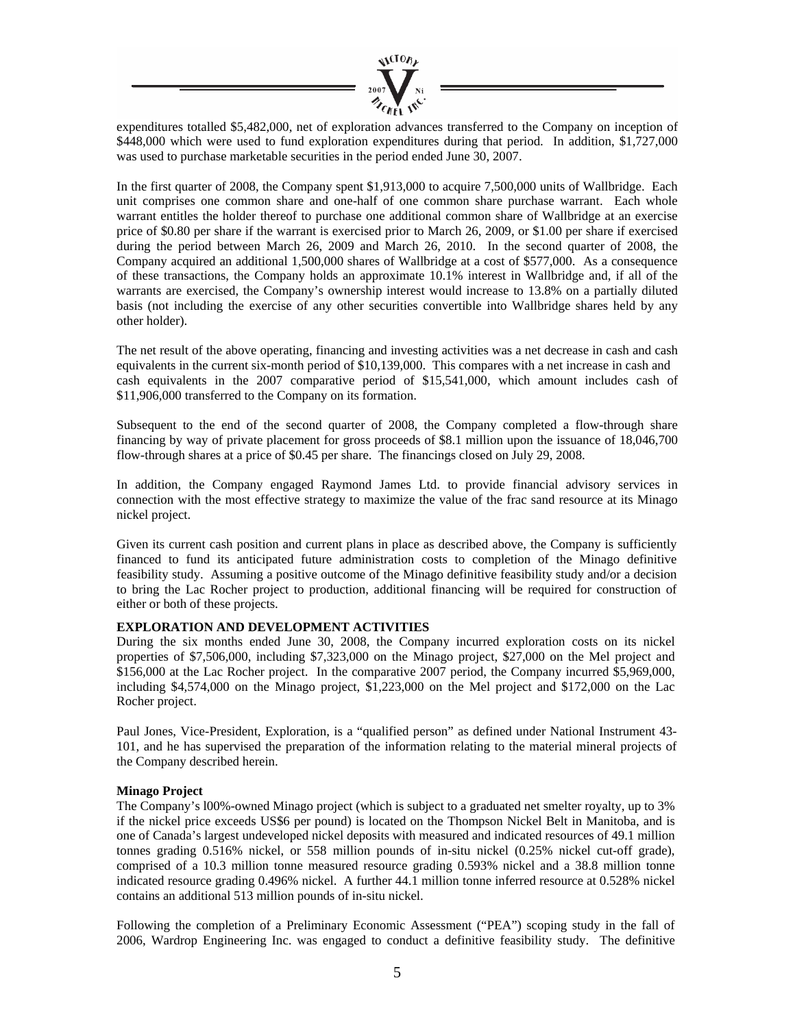expenditures totalled $5,482,000, net of exploration advances transferred to the Company on inception of $448,000 which were used to fund exploration expenditures during that period. In addition, $1,727,000 was used to purchase marketable securities in the period ended June 30, 2007.

In the first quarter of 2008, the Company spent $1,913,000 to acquire 7,500,000 units of Wallbridge. Each unit comprises one common share and one-half of one common share purchase warrant. Each whole warrant entitles the holder thereof to purchase one additional common share of Wallbridge at an exercise price of $0.80 per share if the warrant is exercised prior to March 26, 2009, or $1.00 per share if exercised during the period between March 26, 2009 and March 26, 2010. In the second quarter of 2008, the Company acquired an additional 1,500,000 shares of Wallbridge at a cost of $577,000. As a consequence of these transactions, the Company holds an approximate 10.1% interest in Wallbridge and, if all of the warrants are exercised, the Company's ownership interest would increase to 13.8% on a partially diluted basis (not including the exercise of any other securities convertible into Wallbridge shares held by any other holder).

The net result of the above operating, financing and investing activities was a net decrease in cash and cash equivalents in the current six-month period of $10,139,000. This compares with a net increase in cash and cash equivalents in the 2007 comparative period of $15,541,000, which amount includes cash of $11,906,000 transferred to the Company on its formation.

Subsequent to the end of the second quarter of 2008, the Company completed a flow-through share financing by way of private placement for gross proceeds of $8.1 million upon the issuance of 18,046,700 flow-through shares at a price of $0.45 per share. The financings closed on July 29, 2008.

In addition, the Company engaged Raymond James Ltd. to provide financial advisory services in connection with the most effective strategy to maximize the value of the frac sand resource at its Minago nickel project.

Given its current cash position and current plans in place as described above, the Company is sufficiently financed to fund its anticipated future administration costs to completion of the Minago definitive feasibility study. Assuming a positive outcome of the Minago definitive feasibility study and/or a decision to bring the Lac Rocher project to production, additional financing will be required for construction of either or both of these projects.

## EXPLORATION AND DEVELOPMENT ACTIVITIES

During the six months ended June 30, 2008, the Company incurred exploration costs on its nickel properties of $7,506,000, including $7,323,000 on the Minago project, $27,000 on the Mel project and $156,000 at the Lac Rocher project. In the comparative 2007 period, the Company incurred $5,969,000, including $4,574,000 on the Minago project, $1,223,000 on the Mel project and $172,000 on the Lac Rocher project.

Paul Jones, Vice-President, Exploration, is a "qualified person" as defined under National Instrument 43-101, and he has supervised the preparation of the information relating to the material mineral projects of the Company described herein.

### Minago Project

The Company's l00%-owned Minago project (which is subject to a graduated net smelter royalty, up to 3% if the nickel price exceeds US$6 per pound) is located on the Thompson Nickel Belt in Manitoba, and is one of Canada's largest undeveloped nickel deposits with measured and indicated resources of 49.1 million tonnes grading 0.516% nickel, or 558 million pounds of in-situ nickel (0.25% nickel cut-off grade), comprised of a 10.3 million tonne measured resource grading 0.593% nickel and a 38.8 million tonne indicated resource grading 0.496% nickel. A further 44.1 million tonne inferred resource at 0.528% nickel contains an additional 513 million pounds of in-situ nickel.

Following the completion of a Preliminary Economic Assessment ("PEA") scoping study in the fall of 2006, Wardrop Engineering Inc. was engaged to conduct a definitive feasibility study. The definitive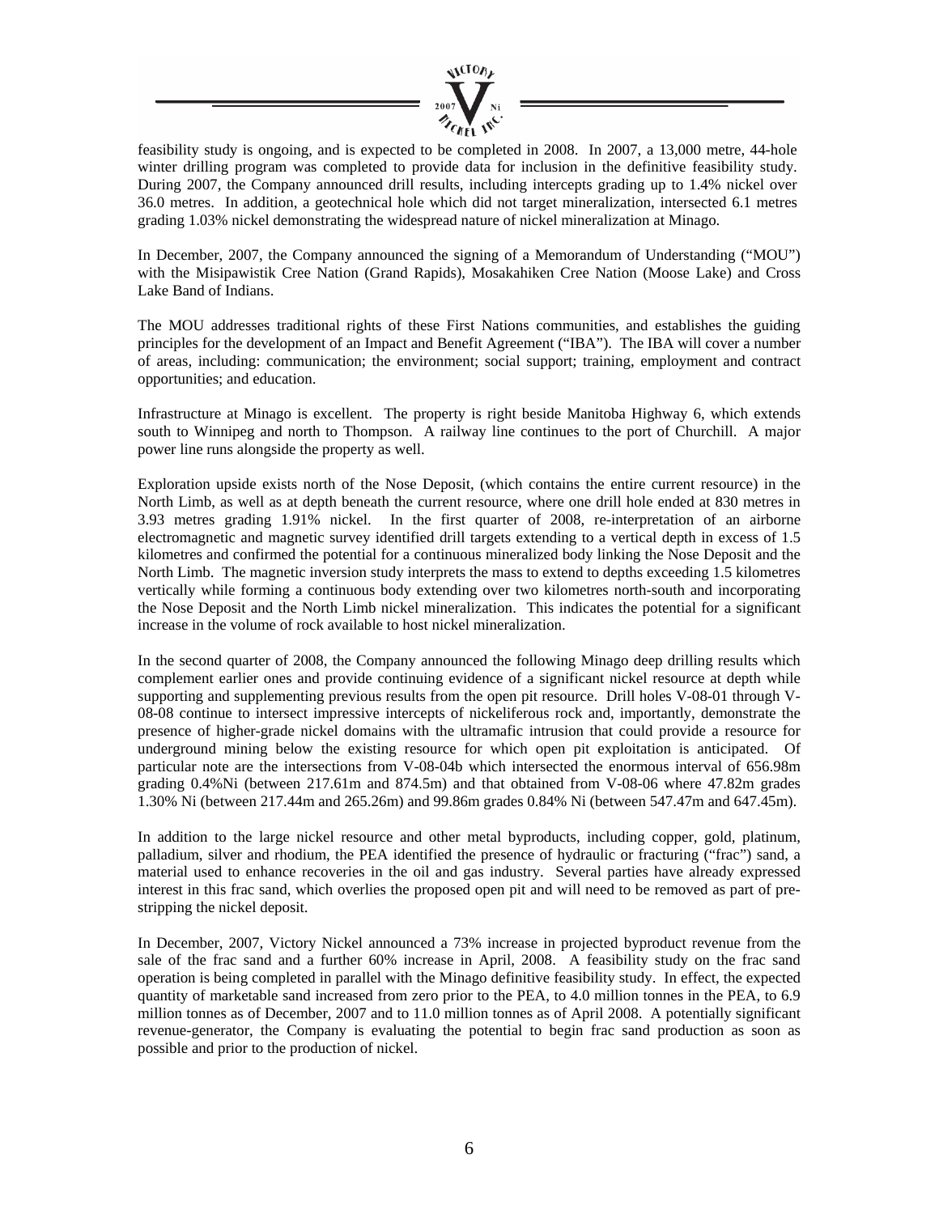feasibility study is ongoing, and is expected to be completed in 2008. In 2007, a 13,000 metre, 44-hole winter drilling program was completed to provide data for inclusion in the definitive feasibility study. During 2007, the Company announced drill results, including intercepts grading up to 1.4% nickel over 36.0 metres. In addition, a geotechnical hole which did not target mineralization, intersected 6.1 metres grading 1.03% nickel demonstrating the widespread nature of nickel mineralization at Minago.

In December, 2007, the Company announced the signing of a Memorandum of Understanding ("MOU") with the Misipawistik Cree Nation (Grand Rapids), Mosakahiken Cree Nation (Moose Lake) and Cross Lake Band of Indians.

The MOU addresses traditional rights of these First Nations communities, and establishes the guiding principles for the development of an Impact and Benefit Agreement ("IBA"). The IBA will cover a number of areas, including: communication; the environment; social support; training, employment and contract opportunities; and education.

Infrastructure at Minago is excellent. The property is right beside Manitoba Highway 6, which extends south to Winnipeg and north to Thompson. A railway line continues to the port of Churchill. A major power line runs alongside the property as well.

Exploration upside exists north of the Nose Deposit, (which contains the entire current resource) in the North Limb, as well as at depth beneath the current resource, where one drill hole ended at 830 metres in 3.93 metres grading 1.91% nickel. In the first quarter of 2008, re-interpretation of an airborne electromagnetic and magnetic survey identified drill targets extending to a vertical depth in excess of 1.5 kilometres and confirmed the potential for a continuous mineralized body linking the Nose Deposit and the North Limb. The magnetic inversion study interprets the mass to extend to depths exceeding 1.5 kilometres vertically while forming a continuous body extending over two kilometres north-south and incorporating the Nose Deposit and the North Limb nickel mineralization. This indicates the potential for a significant increase in the volume of rock available to host nickel mineralization.

In the second quarter of 2008, the Company announced the following Minago deep drilling results which complement earlier ones and provide continuing evidence of a significant nickel resource at depth while supporting and supplementing previous results from the open pit resource. Drill holes V-08-01 through V-08-08 continue to intersect impressive intercepts of nickeliferous rock and, importantly, demonstrate the presence of higher-grade nickel domains with the ultramafic intrusion that could provide a resource for underground mining below the existing resource for which open pit exploitation is anticipated. Of particular note are the intersections from V-08-04b which intersected the enormous interval of 656.98m grading 0.4%Ni (between 217.61m and 874.5m) and that obtained from V-08-06 where 47.82m grades 1.30% Ni (between 217.44m and 265.26m) and 99.86m grades 0.84% Ni (between 547.47m and 647.45m).

In addition to the large nickel resource and other metal byproducts, including copper, gold, platinum, palladium, silver and rhodium, the PEA identified the presence of hydraulic or fracturing ("frac") sand, a material used to enhance recoveries in the oil and gas industry. Several parties have already expressed interest in this frac sand, which overlies the proposed open pit and will need to be removed as part of pre-stripping the nickel deposit.

In December, 2007, Victory Nickel announced a 73% increase in projected byproduct revenue from the sale of the frac sand and a further 60% increase in April, 2008. A feasibility study on the frac sand operation is being completed in parallel with the Minago definitive feasibility study. In effect, the expected quantity of marketable sand increased from zero prior to the PEA, to 4.0 million tonnes in the PEA, to 6.9 million tonnes as of December, 2007 and to 11.0 million tonnes as of April 2008. A potentially significant revenue-generator, the Company is evaluating the potential to begin frac sand production as soon as possible and prior to the production of nickel.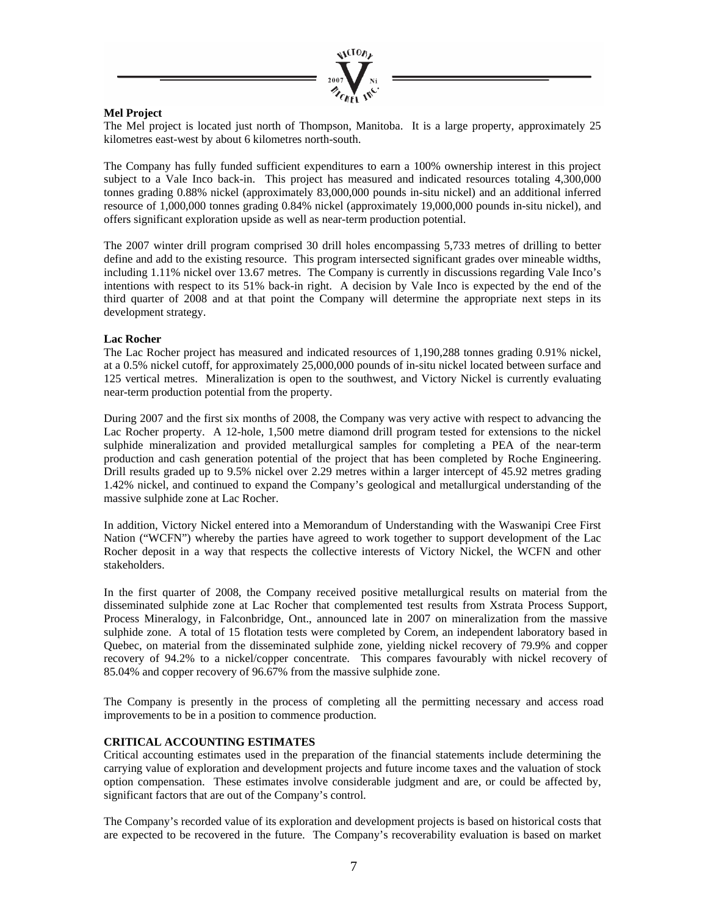**Mel Project**

The Mel project is located just north of Thompson, Manitoba. It is a large property, approximately 25 kilometres east-west by about 6 kilometres north-south.

The Company has fully funded sufficient expenditures to earn a 100% ownership interest in this project subject to a Vale Inco back-in. This project has measured and indicated resources totaling 4,300,000 tonnes grading 0.88% nickel (approximately 83,000,000 pounds in-situ nickel) and an additional inferred resource of 1,000,000 tonnes grading 0.84% nickel (approximately 19,000,000 pounds in-situ nickel), and offers significant exploration upside as well as near-term production potential.

The 2007 winter drill program comprised 30 drill holes encompassing 5,733 metres of drilling to better define and add to the existing resource. This program intersected significant grades over mineable widths, including 1.11% nickel over 13.67 metres. The Company is currently in discussions regarding Vale Inco's intentions with respect to its 51% back-in right. A decision by Vale Inco is expected by the end of the third quarter of 2008 and at that point the Company will determine the appropriate next steps in its development strategy.

**Lac Rocher**

The Lac Rocher project has measured and indicated resources of 1,190,288 tonnes grading 0.91% nickel, at a 0.5% nickel cutoff, for approximately 25,000,000 pounds of in-situ nickel located between surface and 125 vertical metres. Mineralization is open to the southwest, and Victory Nickel is currently evaluating near-term production potential from the property.

During 2007 and the first six months of 2008, the Company was very active with respect to advancing the Lac Rocher property. A 12-hole, 1,500 metre diamond drill program tested for extensions to the nickel sulphide mineralization and provided metallurgical samples for completing a PEA of the near-term production and cash generation potential of the project that has been completed by Roche Engineering. Drill results graded up to 9.5% nickel over 2.29 metres within a larger intercept of 45.92 metres grading 1.42% nickel, and continued to expand the Company's geological and metallurgical understanding of the massive sulphide zone at Lac Rocher.

In addition, Victory Nickel entered into a Memorandum of Understanding with the Waswanipi Cree First Nation ("WCFN") whereby the parties have agreed to work together to support development of the Lac Rocher deposit in a way that respects the collective interests of Victory Nickel, the WCFN and other stakeholders.

In the first quarter of 2008, the Company received positive metallurgical results on material from the disseminated sulphide zone at Lac Rocher that complemented test results from Xstrata Process Support, Process Mineralogy, in Falconbridge, Ont., announced late in 2007 on mineralization from the massive sulphide zone. A total of 15 flotation tests were completed by Corem, an independent laboratory based in Quebec, on material from the disseminated sulphide zone, yielding nickel recovery of 79.9% and copper recovery of 94.2% to a nickel/copper concentrate. This compares favourably with nickel recovery of 85.04% and copper recovery of 96.67% from the massive sulphide zone.

The Company is presently in the process of completing all the permitting necessary and access road improvements to be in a position to commence production.

**CRITICAL ACCOUNTING ESTIMATES**

Critical accounting estimates used in the preparation of the financial statements include determining the carrying value of exploration and development projects and future income taxes and the valuation of stock option compensation. These estimates involve considerable judgment and are, or could be affected by, significant factors that are out of the Company's control.

The Company's recorded value of its exploration and development projects is based on historical costs that are expected to be recovered in the future. The Company's recoverability evaluation is based on market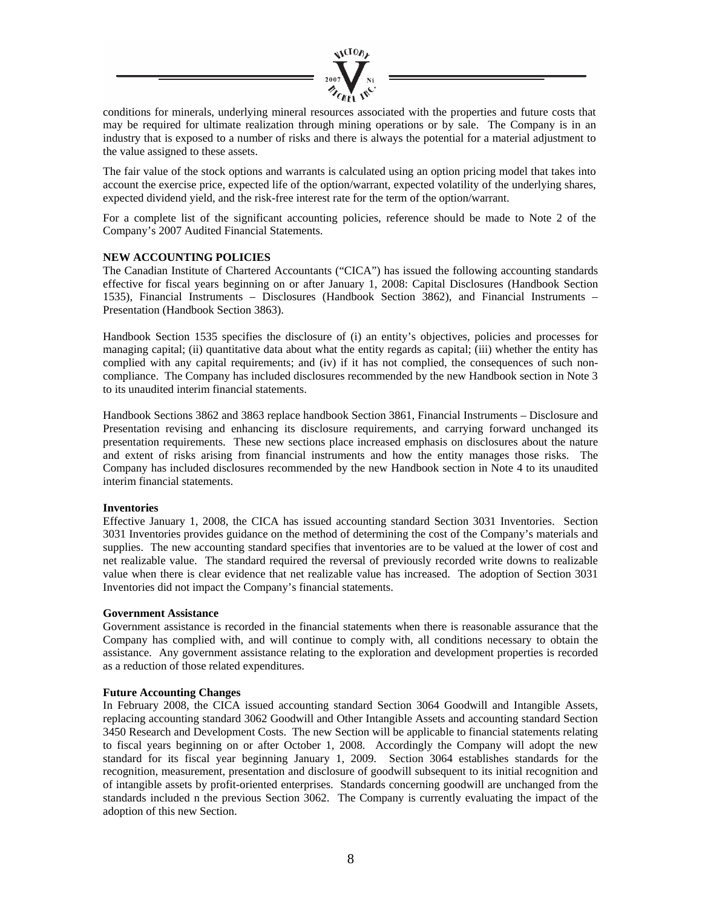conditions for minerals, underlying mineral resources associated with the properties and future costs that may be required for ultimate realization through mining operations or by sale. The Company is in an industry that is exposed to a number of risks and there is always the potential for a material adjustment to the value assigned to these assets.

The fair value of the stock options and warrants is calculated using an option pricing model that takes into account the exercise price, expected life of the option/warrant, expected volatility of the underlying shares, expected dividend yield, and the risk-free interest rate for the term of the option/warrant.

For a complete list of the significant accounting policies, reference should be made to Note 2 of the Company's 2007 Audited Financial Statements.

**NEW ACCOUNTING POLICIES**

The Canadian Institute of Chartered Accountants ("CICA") has issued the following accounting standards effective for fiscal years beginning on or after January 1, 2008: Capital Disclosures (Handbook Section 1535), Financial Instruments – Disclosures (Handbook Section 3862), and Financial Instruments – Presentation (Handbook Section 3863).

Handbook Section 1535 specifies the disclosure of (i) an entity's objectives, policies and processes for managing capital; (ii) quantitative data about what the entity regards as capital; (iii) whether the entity has complied with any capital requirements; and (iv) if it has not complied, the consequences of such non-compliance. The Company has included disclosures recommended by the new Handbook section in Note 3 to its unaudited interim financial statements.

Handbook Sections 3862 and 3863 replace handbook Section 3861, Financial Instruments – Disclosure and Presentation revising and enhancing its disclosure requirements, and carrying forward unchanged its presentation requirements. These new sections place increased emphasis on disclosures about the nature and extent of risks arising from financial instruments and how the entity manages those risks. The Company has included disclosures recommended by the new Handbook section in Note 4 to its unaudited interim financial statements.

**Inventories**

Effective January 1, 2008, the CICA has issued accounting standard Section 3031 Inventories. Section 3031 Inventories provides guidance on the method of determining the cost of the Company's materials and supplies. The new accounting standard specifies that inventories are to be valued at the lower of cost and net realizable value. The standard required the reversal of previously recorded write downs to realizable value when there is clear evidence that net realizable value has increased. The adoption of Section 3031 Inventories did not impact the Company's financial statements.

**Government Assistance**

Government assistance is recorded in the financial statements when there is reasonable assurance that the Company has complied with, and will continue to comply with, all conditions necessary to obtain the assistance. Any government assistance relating to the exploration and development properties is recorded as a reduction of those related expenditures.

**Future Accounting Changes**

In February 2008, the CICA issued accounting standard Section 3064 Goodwill and Intangible Assets, replacing accounting standard 3062 Goodwill and Other Intangible Assets and accounting standard Section 3450 Research and Development Costs. The new Section will be applicable to financial statements relating to fiscal years beginning on or after October 1, 2008. Accordingly the Company will adopt the new standard for its fiscal year beginning January 1, 2009. Section 3064 establishes standards for the recognition, measurement, presentation and disclosure of goodwill subsequent to its initial recognition and of intangible assets by profit-oriented enterprises. Standards concerning goodwill are unchanged from the standards included n the previous Section 3062. The Company is currently evaluating the impact of the adoption of this new Section.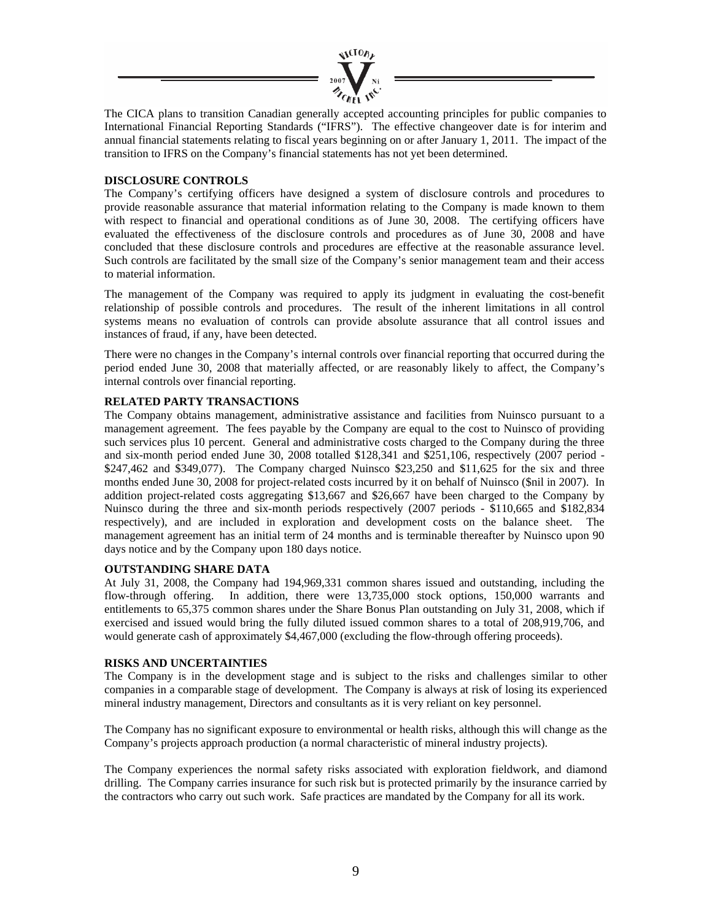The CICA plans to transition Canadian generally accepted accounting principles for public companies to International Financial Reporting Standards ("IFRS"). The effective changeover date is for interim and annual financial statements relating to fiscal years beginning on or after January 1, 2011. The impact of the transition to IFRS on the Company's financial statements has not yet been determined.

**DISCLOSURE CONTROLS**

The Company's certifying officers have designed a system of disclosure controls and procedures to provide reasonable assurance that material information relating to the Company is made known to them with respect to financial and operational conditions as of June 30, 2008. The certifying officers have evaluated the effectiveness of the disclosure controls and procedures as of June 30, 2008 and have concluded that these disclosure controls and procedures are effective at the reasonable assurance level. Such controls are facilitated by the small size of the Company's senior management team and their access to material information.

The management of the Company was required to apply its judgment in evaluating the cost-benefit relationship of possible controls and procedures. The result of the inherent limitations in all control systems means no evaluation of controls can provide absolute assurance that all control issues and instances of fraud, if any, have been detected.

There were no changes in the Company's internal controls over financial reporting that occurred during the period ended June 30, 2008 that materially affected, or are reasonably likely to affect, the Company's internal controls over financial reporting.

**RELATED PARTY TRANSACTIONS**

The Company obtains management, administrative assistance and facilities from Nuinsco pursuant to a management agreement. The fees payable by the Company are equal to the cost to Nuinsco of providing such services plus 10 percent. General and administrative costs charged to the Company during the three and six-month period ended June 30, 2008 totalled $128,341 and $251,106, respectively (2007 period - $247,462 and $349,077). The Company charged Nuinsco $23,250 and $11,625 for the six and three months ended June 30, 2008 for project-related costs incurred by it on behalf of Nuinsco ($nil in 2007). In addition project-related costs aggregating $13,667 and $26,667 have been charged to the Company by Nuinsco during the three and six-month periods respectively (2007 periods - $110,665 and $182,834 respectively), and are included in exploration and development costs on the balance sheet. The management agreement has an initial term of 24 months and is terminable thereafter by Nuinsco upon 90 days notice and by the Company upon 180 days notice.

**OUTSTANDING SHARE DATA**

At July 31, 2008, the Company had 194,969,331 common shares issued and outstanding, including the flow-through offering. In addition, there were 13,735,000 stock options, 150,000 warrants and entitlements to 65,375 common shares under the Share Bonus Plan outstanding on July 31, 2008, which if exercised and issued would bring the fully diluted issued common shares to a total of 208,919,706, and would generate cash of approximately $4,467,000 (excluding the flow-through offering proceeds).

**RISKS AND UNCERTAINTIES**

The Company is in the development stage and is subject to the risks and challenges similar to other companies in a comparable stage of development. The Company is always at risk of losing its experienced mineral industry management, Directors and consultants as it is very reliant on key personnel.

The Company has no significant exposure to environmental or health risks, although this will change as the Company's projects approach production (a normal characteristic of mineral industry projects).

The Company experiences the normal safety risks associated with exploration fieldwork, and diamond drilling. The Company carries insurance for such risk but is protected primarily by the insurance carried by the contractors who carry out such work. Safe practices are mandated by the Company for all its work.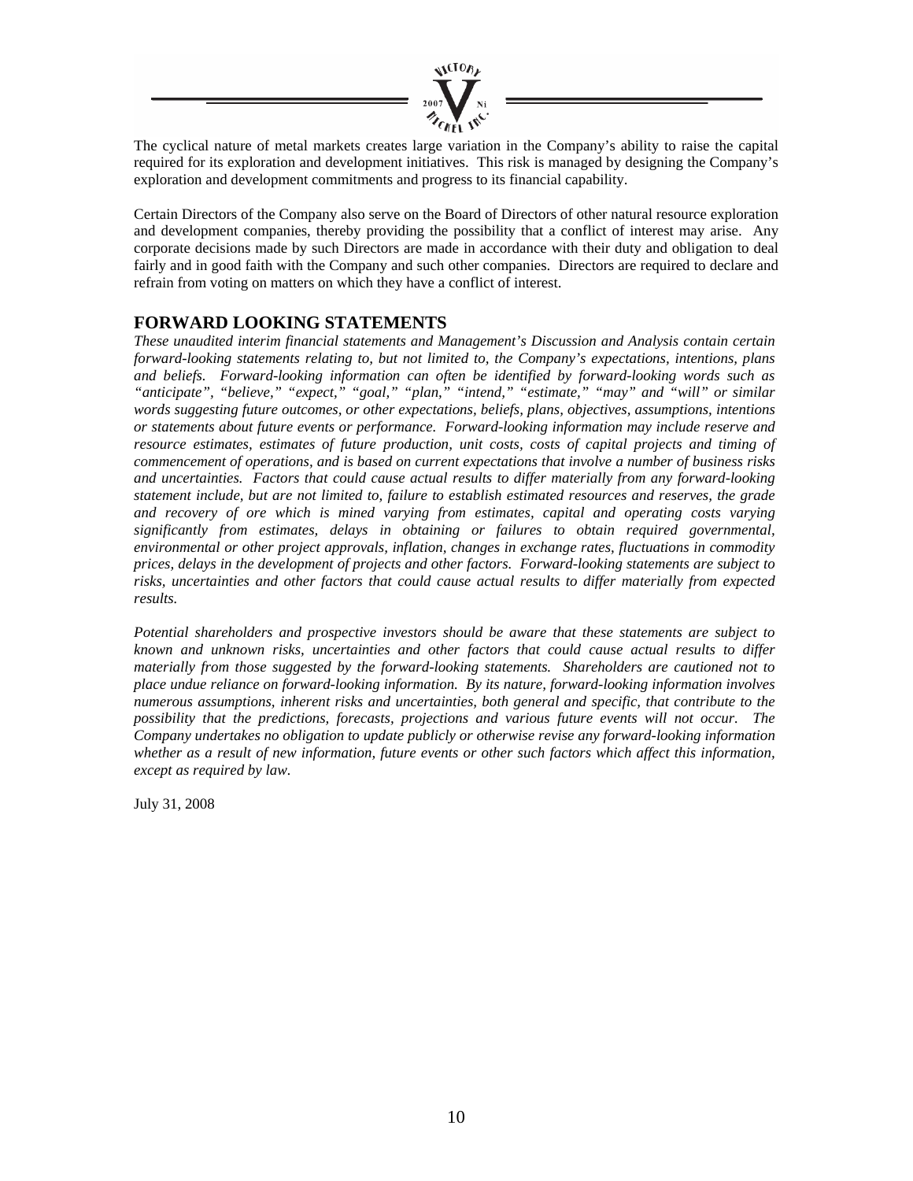The cyclical nature of metal markets creates large variation in the Company's ability to raise the capital required for its exploration and development initiatives. This risk is managed by designing the Company's exploration and development commitments and progress to its financial capability.

Certain Directors of the Company also serve on the Board of Directors of other natural resource exploration and development companies, thereby providing the possibility that a conflict of interest may arise. Any corporate decisions made by such Directors are made in accordance with their duty and obligation to deal fairly and in good faith with the Company and such other companies. Directors are required to declare and refrain from voting on matters on which they have a conflict of interest.

## FORWARD LOOKING STATEMENTS

*These unaudited interim financial statements and Management's Discussion and Analysis contain certain forward-looking statements relating to, but not limited to, the Company's expectations, intentions, plans and beliefs. Forward-looking information can often be identified by forward-looking words such as "anticipate", "believe," "expect," "goal," "plan," "intend," "estimate," "may" and "will" or similar words suggesting future outcomes, or other expectations, beliefs, plans, objectives, assumptions, intentions or statements about future events or performance. Forward-looking information may include reserve and resource estimates, estimates of future production, unit costs, costs of capital projects and timing of commencement of operations, and is based on current expectations that involve a number of business risks and uncertainties. Factors that could cause actual results to differ materially from any forward-looking statement include, but are not limited to, failure to establish estimated resources and reserves, the grade and recovery of ore which is mined varying from estimates, capital and operating costs varying significantly from estimates, delays in obtaining or failures to obtain required governmental, environmental or other project approvals, inflation, changes in exchange rates, fluctuations in commodity prices, delays in the development of projects and other factors. Forward-looking statements are subject to risks, uncertainties and other factors that could cause actual results to differ materially from expected results.*

*Potential shareholders and prospective investors should be aware that these statements are subject to known and unknown risks, uncertainties and other factors that could cause actual results to differ materially from those suggested by the forward-looking statements. Shareholders are cautioned not to place undue reliance on forward-looking information. By its nature, forward-looking information involves numerous assumptions, inherent risks and uncertainties, both general and specific, that contribute to the possibility that the predictions, forecasts, projections and various future events will not occur. The Company undertakes no obligation to update publicly or otherwise revise any forward-looking information whether as a result of new information, future events or other such factors which affect this information, except as required by law.*

July 31, 2008